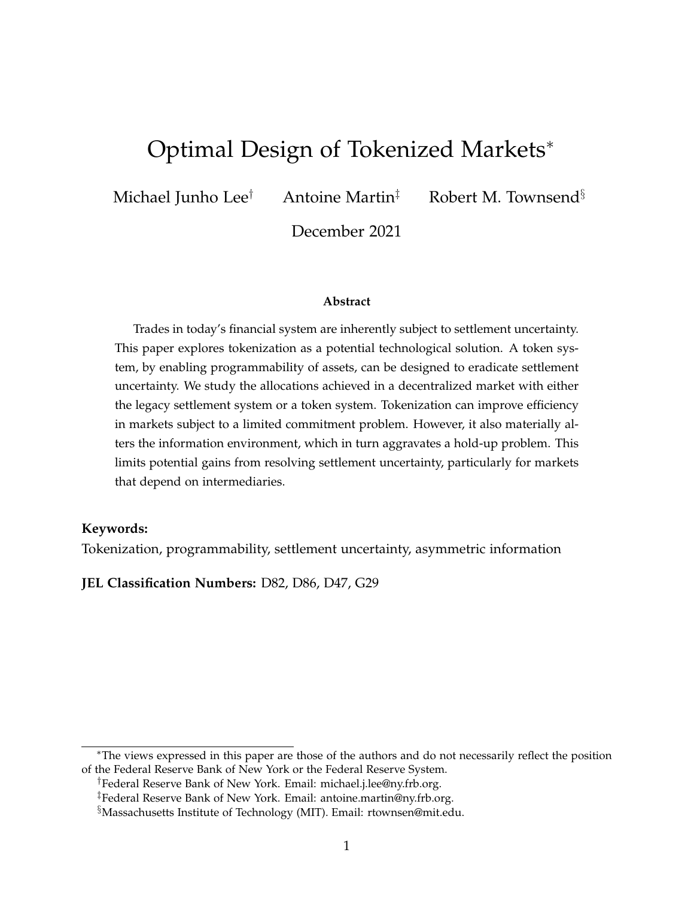# Optimal Design of Tokenized Markets*

Michael Junho Lee[†] Antoine Martin[‡] Robert M. Townsend[§]

December 2021

### Abstract

Trades in today's financial system are inherently subject to settlement uncertainty. This paper explores tokenization as a potential technological solution. A token system, by enabling programmability of assets, can be designed to eradicate settlement uncertainty. We study the allocations achieved in a decentralized market with either the legacy settlement system or a token system. Tokenization can improve efficiency in markets subject to a limited commitment problem. However, it also materially alters the information environment, which in turn aggravates a hold-up problem. This limits potential gains from resolving settlement uncertainty, particularly for markets that depend on intermediaries.

**Keywords:**
Tokenization, programmability, settlement uncertainty, asymmetric information

**JEL Classification Numbers:** D82, D86, D47, G29

---

*The views expressed in this paper are those of the authors and do not necessarily reflect the position of the Federal Reserve Bank of New York or the Federal Reserve System.

[†]Federal Reserve Bank of New York. Email: michael.j.lee@ny.frb.org.

[‡]Federal Reserve Bank of New York. Email: antoine.martin@ny.frb.org.

[§]Massachusetts Institute of Technology (MIT). Email: rtownsen@mit.edu.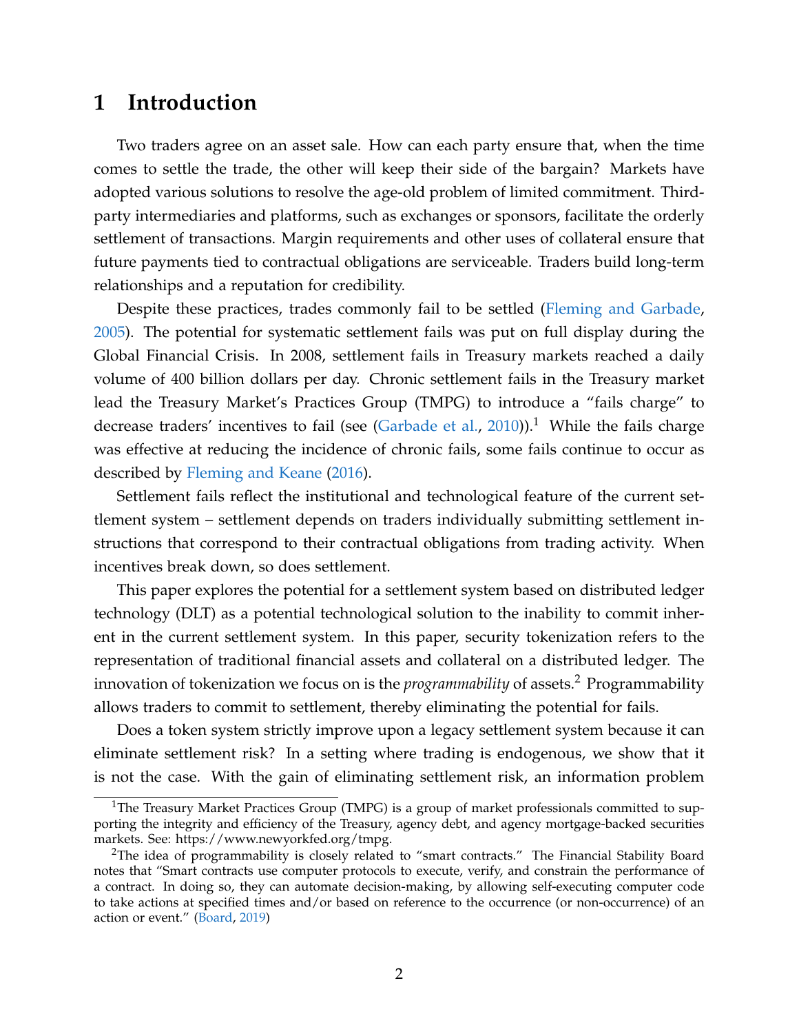# 1 Introduction

Two traders agree on an asset sale. How can each party ensure that, when the time comes to settle the trade, the other will keep their side of the bargain? Markets have adopted various solutions to resolve the age-old problem of limited commitment. Third-party intermediaries and platforms, such as exchanges or sponsors, facilitate the orderly settlement of transactions. Margin requirements and other uses of collateral ensure that future payments tied to contractual obligations are serviceable. Traders build long-term relationships and a reputation for credibility.

Despite these practices, trades commonly fail to be settled (Fleming and Garbade, 2005). The potential for systematic settlement fails was put on full display during the Global Financial Crisis. In 2008, settlement fails in Treasury markets reached a daily volume of 400 billion dollars per day. Chronic settlement fails in the Treasury market lead the Treasury Market's Practices Group (TMPG) to introduce a "fails charge" to decrease traders' incentives to fail (see (Garbade et al., 2010)).[1] While the fails charge was effective at reducing the incidence of chronic fails, some fails continue to occur as described by Fleming and Keane (2016).

Settlement fails reflect the institutional and technological feature of the current settlement system – settlement depends on traders individually submitting settlement instructions that correspond to their contractual obligations from trading activity. When incentives break down, so does settlement.

This paper explores the potential for a settlement system based on distributed ledger technology (DLT) as a potential technological solution to the inability to commit inherent in the current settlement system. In this paper, security tokenization refers to the representation of traditional financial assets and collateral on a distributed ledger. The innovation of tokenization we focus on is the *programmability* of assets.[2] Programmability allows traders to commit to settlement, thereby eliminating the potential for fails.

Does a token system strictly improve upon a legacy settlement system because it can eliminate settlement risk? In a setting where trading is endogenous, we show that it is not the case. With the gain of eliminating settlement risk, an information problem

[1] The Treasury Market Practices Group (TMPG) is a group of market professionals committed to supporting the integrity and efficiency of the Treasury, agency debt, and agency mortgage-backed securities markets. See: https://www.newyorkfed.org/tmpg.

[2] The idea of programmability is closely related to "smart contracts." The Financial Stability Board notes that "Smart contracts use computer protocols to execute, verify, and constrain the performance of a contract. In doing so, they can automate decision-making, by allowing self-executing computer code to take actions at specified times and/or based on reference to the occurrence (or non-occurrence) of an action or event." (Board, 2019)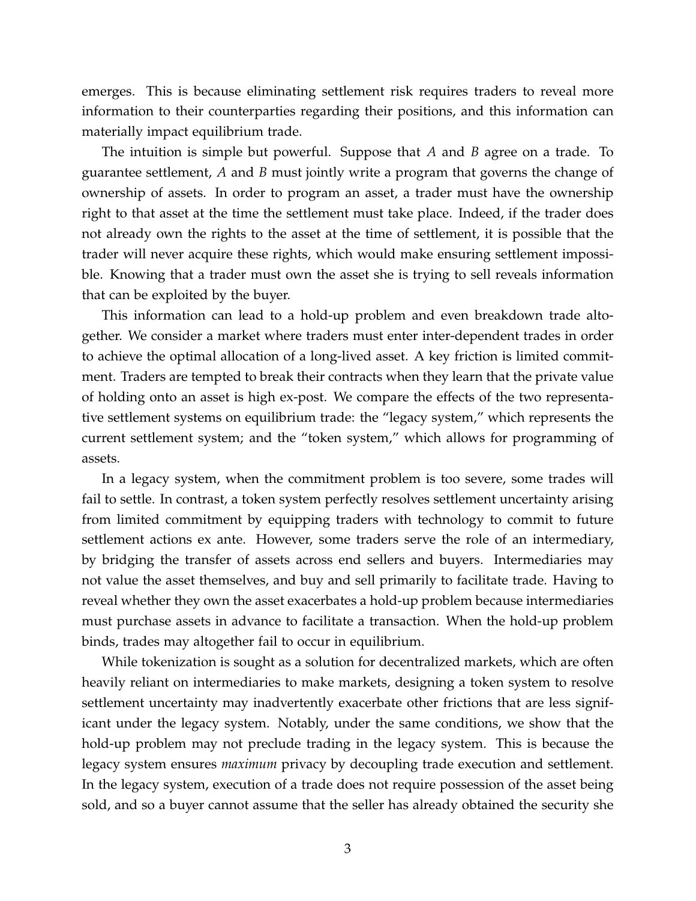emerges. This is because eliminating settlement risk requires traders to reveal more information to their counterparties regarding their positions, and this information can materially impact equilibrium trade.

The intuition is simple but powerful. Suppose that $A$ and $B$ agree on a trade. To guarantee settlement, $A$ and $B$ must jointly write a program that governs the change of ownership of assets. In order to program an asset, a trader must have the ownership right to that asset at the time the settlement must take place. Indeed, if the trader does not already own the rights to the asset at the time of settlement, it is possible that the trader will never acquire these rights, which would make ensuring settlement impossible. Knowing that a trader must own the asset she is trying to sell reveals information that can be exploited by the buyer.

This information can lead to a hold-up problem and even breakdown trade altogether. We consider a market where traders must enter inter-dependent trades in order to achieve the optimal allocation of a long-lived asset. A key friction is limited commitment. Traders are tempted to break their contracts when they learn that the private value of holding onto an asset is high ex-post. We compare the effects of the two representative settlement systems on equilibrium trade: the "legacy system," which represents the current settlement system; and the "token system," which allows for programming of assets.

In a legacy system, when the commitment problem is too severe, some trades will fail to settle. In contrast, a token system perfectly resolves settlement uncertainty arising from limited commitment by equipping traders with technology to commit to future settlement actions ex ante. However, some traders serve the role of an intermediary, by bridging the transfer of assets across end sellers and buyers. Intermediaries may not value the asset themselves, and buy and sell primarily to facilitate trade. Having to reveal whether they own the asset exacerbates a hold-up problem because intermediaries must purchase assets in advance to facilitate a transaction. When the hold-up problem binds, trades may altogether fail to occur in equilibrium.

While tokenization is sought as a solution for decentralized markets, which are often heavily reliant on intermediaries to make markets, designing a token system to resolve settlement uncertainty may inadvertently exacerbate other frictions that are less significant under the legacy system. Notably, under the same conditions, we show that the hold-up problem may not preclude trading in the legacy system. This is because the legacy system ensures *maximum* privacy by decoupling trade execution and settlement. In the legacy system, execution of a trade does not require possession of the asset being sold, and so a buyer cannot assume that the seller has already obtained the security she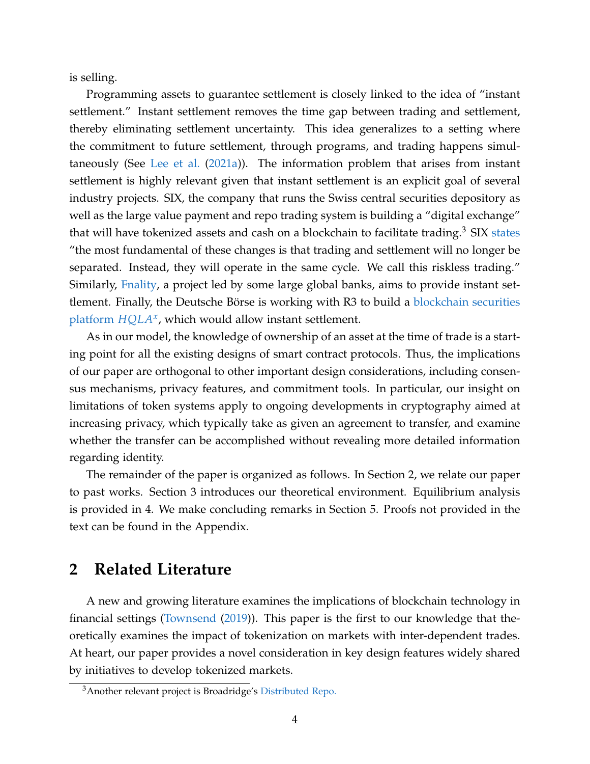is selling.

Programming assets to guarantee settlement is closely linked to the idea of "instant settlement." Instant settlement removes the time gap between trading and settlement, thereby eliminating settlement uncertainty. This idea generalizes to a setting where the commitment to future settlement, through programs, and trading happens simultaneously (See Lee et al. (2021a)). The information problem that arises from instant settlement is highly relevant given that instant settlement is an explicit goal of several industry projects. SIX, the company that runs the Swiss central securities depository as well as the large value payment and repo trading system is building a "digital exchange" that will have tokenized assets and cash on a blockchain to facilitate trading.[3] SIX states "the most fundamental of these changes is that trading and settlement will no longer be separated. Instead, they will operate in the same cycle. We call this riskless trading." Similarly, Fnality, a project led by some large global banks, aims to provide instant settlement. Finally, the Deutsche Börse is working with R3 to build a blockchain securities platform $HQLA^x$, which would allow instant settlement.

As in our model, the knowledge of ownership of an asset at the time of trade is a starting point for all the existing designs of smart contract protocols. Thus, the implications of our paper are orthogonal to other important design considerations, including consensus mechanisms, privacy features, and commitment tools. In particular, our insight on limitations of token systems apply to ongoing developments in cryptography aimed at increasing privacy, which typically take as given an agreement to transfer, and examine whether the transfer can be accomplished without revealing more detailed information regarding identity.

The remainder of the paper is organized as follows. In Section 2, we relate our paper to past works. Section 3 introduces our theoretical environment. Equilibrium analysis is provided in 4. We make concluding remarks in Section 5. Proofs not provided in the text can be found in the Appendix.

## 2 Related Literature

A new and growing literature examines the implications of blockchain technology in financial settings (Townsend (2019)). This paper is the first to our knowledge that theoretically examines the impact of tokenization on markets with inter-dependent trades. At heart, our paper provides a novel consideration in key design features widely shared by initiatives to develop tokenized markets.

[3] Another relevant project is Broadridge's Distributed Repo.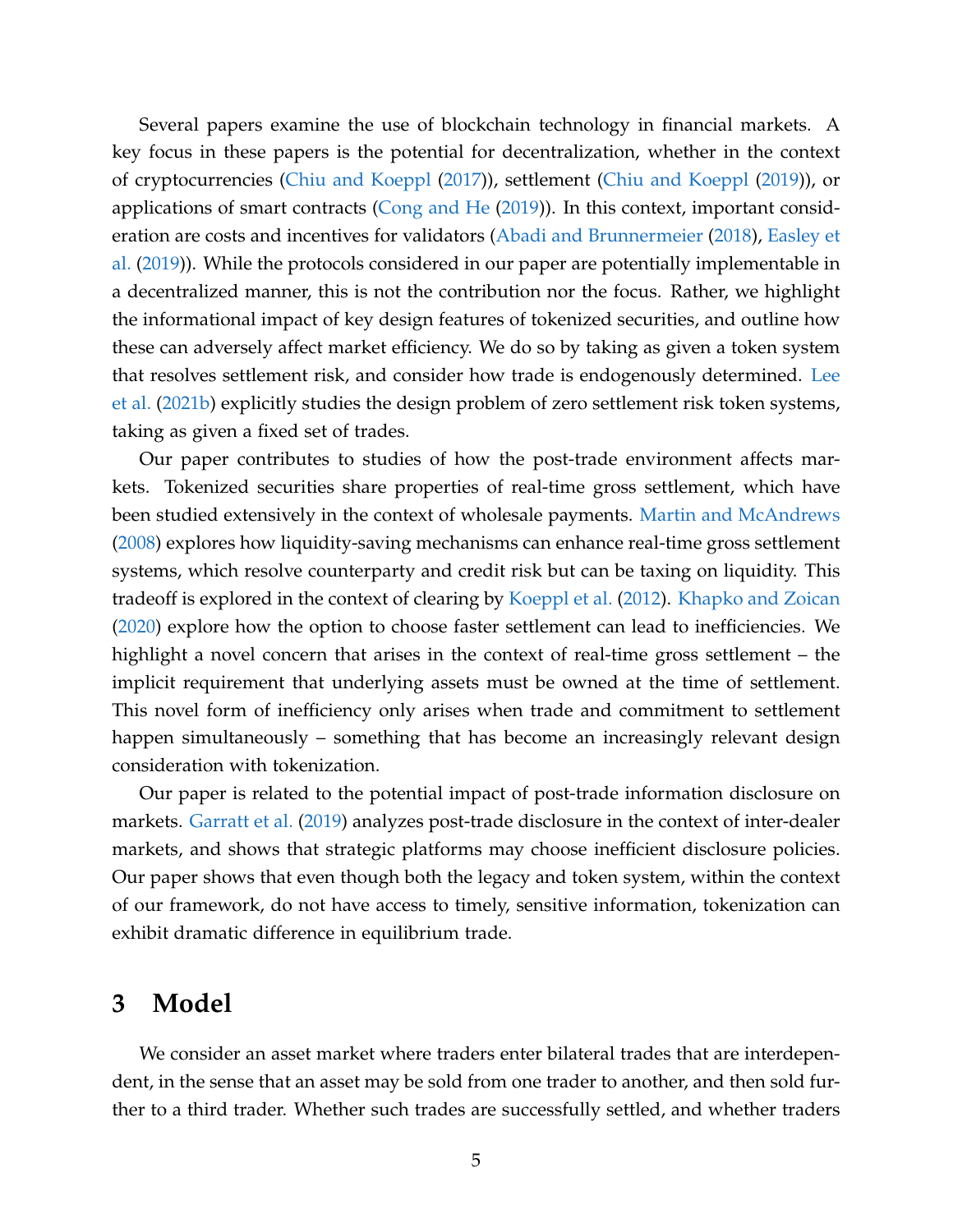Several papers examine the use of blockchain technology in financial markets. A key focus in these papers is the potential for decentralization, whether in the context of cryptocurrencies (Chiu and Koeppl (2017)), settlement (Chiu and Koeppl (2019)), or applications of smart contracts (Cong and He (2019)). In this context, important consideration are costs and incentives for validators (Abadi and Brunnermeier (2018), Easley et al. (2019)). While the protocols considered in our paper are potentially implementable in a decentralized manner, this is not the contribution nor the focus. Rather, we highlight the informational impact of key design features of tokenized securities, and outline how these can adversely affect market efficiency. We do so by taking as given a token system that resolves settlement risk, and consider how trade is endogenously determined. Lee et al. (2021b) explicitly studies the design problem of zero settlement risk token systems, taking as given a fixed set of trades.

Our paper contributes to studies of how the post-trade environment affects markets. Tokenized securities share properties of real-time gross settlement, which have been studied extensively in the context of wholesale payments. Martin and McAndrews (2008) explores how liquidity-saving mechanisms can enhance real-time gross settlement systems, which resolve counterparty and credit risk but can be taxing on liquidity. This tradeoff is explored in the context of clearing by Koeppl et al. (2012). Khapko and Zoican (2020) explore how the option to choose faster settlement can lead to inefficiencies. We highlight a novel concern that arises in the context of real-time gross settlement – the implicit requirement that underlying assets must be owned at the time of settlement. This novel form of inefficiency only arises when trade and commitment to settlement happen simultaneously – something that has become an increasingly relevant design consideration with tokenization.

Our paper is related to the potential impact of post-trade information disclosure on markets. Garratt et al. (2019) analyzes post-trade disclosure in the context of inter-dealer markets, and shows that strategic platforms may choose inefficient disclosure policies. Our paper shows that even though both the legacy and token system, within the context of our framework, do not have access to timely, sensitive information, tokenization can exhibit dramatic difference in equilibrium trade.

# 3 Model

We consider an asset market where traders enter bilateral trades that are interdependent, in the sense that an asset may be sold from one trader to another, and then sold further to a third trader. Whether such trades are successfully settled, and whether traders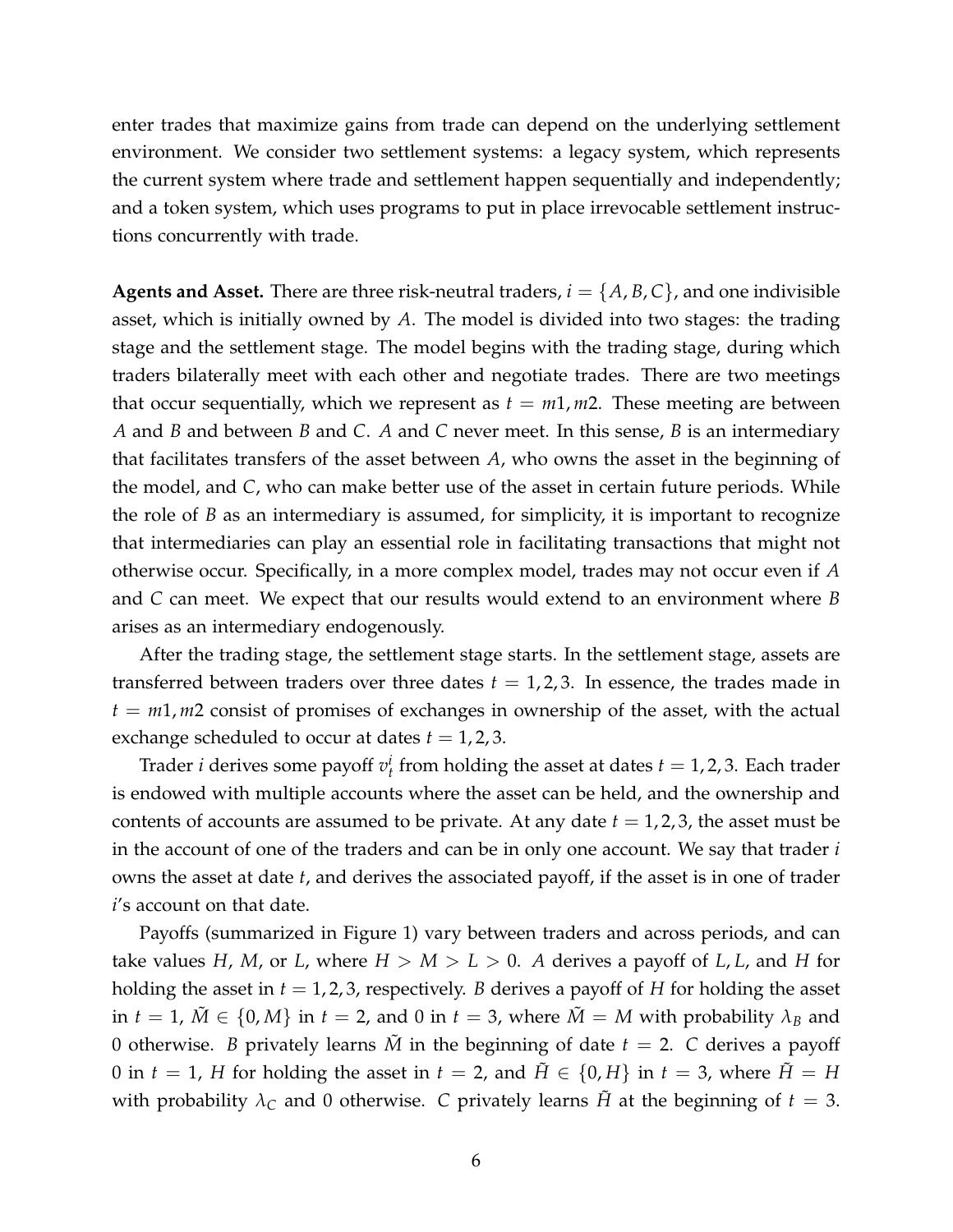enter trades that maximize gains from trade can depend on the underlying settlement environment. We consider two settlement systems: a legacy system, which represents the current system where trade and settlement happen sequentially and independently; and a token system, which uses programs to put in place irrevocable settlement instructions concurrently with trade.

**Agents and Asset.** There are three risk-neutral traders, $i = \{A, B, C\}$, and one indivisible asset, which is initially owned by $A$. The model is divided into two stages: the trading stage and the settlement stage. The model begins with the trading stage, during which traders bilaterally meet with each other and negotiate trades. There are two meetings that occur sequentially, which we represent as $t = m1, m2$. These meeting are between $A$ and $B$ and between $B$ and $C$. $A$ and $C$ never meet. In this sense, $B$ is an intermediary that facilitates transfers of the asset between $A$, who owns the asset in the beginning of the model, and $C$, who can make better use of the asset in certain future periods. While the role of $B$ as an intermediary is assumed, for simplicity, it is important to recognize that intermediaries can play an essential role in facilitating transactions that might not otherwise occur. Specifically, in a more complex model, trades may not occur even if $A$ and $C$ can meet. We expect that our results would extend to an environment where $B$ arises as an intermediary endogenously.

After the trading stage, the settlement stage starts. In the settlement stage, assets are transferred between traders over three dates $t = 1, 2, 3$. In essence, the trades made in $t = m1, m2$ consist of promises of exchanges in ownership of the asset, with the actual exchange scheduled to occur at dates $t = 1, 2, 3$.

Trader $i$ derives some payoff $v_t^i$ from holding the asset at dates $t = 1, 2, 3$. Each trader is endowed with multiple accounts where the asset can be held, and the ownership and contents of accounts are assumed to be private. At any date $t = 1, 2, 3$, the asset must be in the account of one of the traders and can be in only one account. We say that trader $i$ owns the asset at date $t$, and derives the associated payoff, if the asset is in one of trader $i$'s account on that date.

Payoffs (summarized in Figure 1) vary between traders and across periods, and can take values $H$, $M$, or $L$, where $H > M > L > 0$. $A$ derives a payoff of $L, L$, and $H$ for holding the asset in $t = 1, 2, 3$, respectively. $B$ derives a payoff of $H$ for holding the asset in $t = 1$, $\tilde{M} \in \{0, M\}$ in $t = 2$, and 0 in $t = 3$, where $\tilde{M} = M$ with probability $\lambda_B$ and 0 otherwise. $B$ privately learns $\tilde{M}$ in the beginning of date $t = 2$. $C$ derives a payoff 0 in $t = 1$, $H$ for holding the asset in $t = 2$, and $\tilde{H} \in \{0, H\}$ in $t = 3$, where $\tilde{H} = H$ with probability $\lambda_C$ and 0 otherwise. $C$ privately learns $\tilde{H}$ at the beginning of $t = 3$.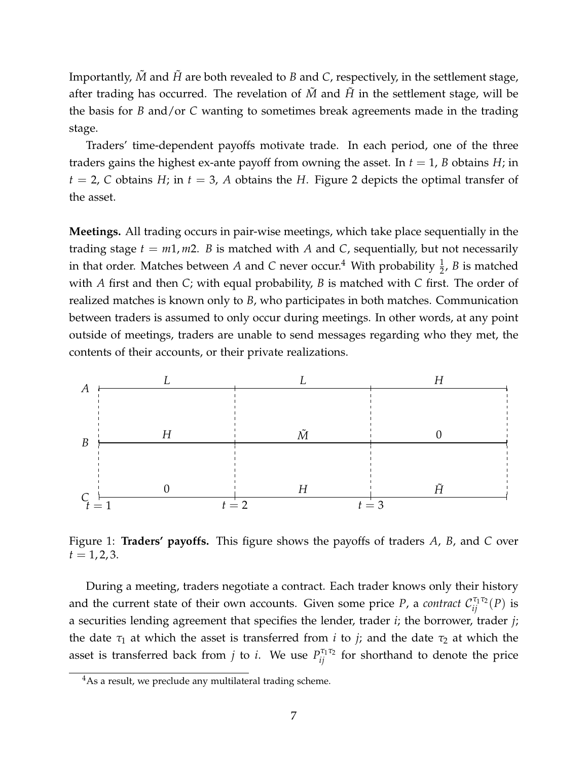Importantly, $\tilde{M}$ and $\tilde{H}$ are both revealed to $B$ and $C$, respectively, in the settlement stage, after trading has occurred. The revelation of $\tilde{M}$ and $\tilde{H}$ in the settlement stage, will be the basis for $B$ and/or $C$ wanting to sometimes break agreements made in the trading stage.

Traders' time-dependent payoffs motivate trade. In each period, one of the three traders gains the highest ex-ante payoff from owning the asset. In $t = 1$, $B$ obtains $H$; in $t = 2$, $C$ obtains $H$; in $t = 3$, $A$ obtains the $H$. Figure 2 depicts the optimal transfer of the asset.

**Meetings.** All trading occurs in pair-wise meetings, which take place sequentially in the trading stage $t = m1, m2$. $B$ is matched with $A$ and $C$, sequentially, but not necessarily in that order. Matches between $A$ and $C$ never occur.[4] With probability $\frac{1}{2}$, $B$ is matched with $A$ first and then $C$; with equal probability, $B$ is matched with $C$ first. The order of realized matches is known only to $B$, who participates in both matches. Communication between traders is assumed to only occur during meetings. In other words, at any point outside of meetings, traders are unable to send messages regarding who they met, the contents of their accounts, or their private realizations.

| | $t = 1$ to $t = 2$ | $t = 2$ to $t = 3$ | $t = 3$ onward |
|---|---|---|---|
| $A$ | $L$ | $L$ | $H$ |
| $B$ | $H$ | $\tilde{M}$ | $0$ |
| $C$ | $0$ | $H$ | $\tilde{H}$ |

Figure 1: **Traders' payoffs.** This figure shows the payoffs of traders $A$, $B$, and $C$ over $t = 1, 2, 3$.

During a meeting, traders negotiate a contract. Each trader knows only their history and the current state of their own accounts. Given some price $P$, a *contract* $\mathcal{C}_{ij}^{\tau_1\tau_2}(P)$ is a securities lending agreement that specifies the lender, trader $i$; the borrower, trader $j$; the date $\tau_1$ at which the asset is transferred from $i$ to $j$; and the date $\tau_2$ at which the asset is transferred back from $j$ to $i$. We use $P_{ij}^{\tau_1\tau_2}$ for shorthand to denote the price

[4] As a result, we preclude any multilateral trading scheme.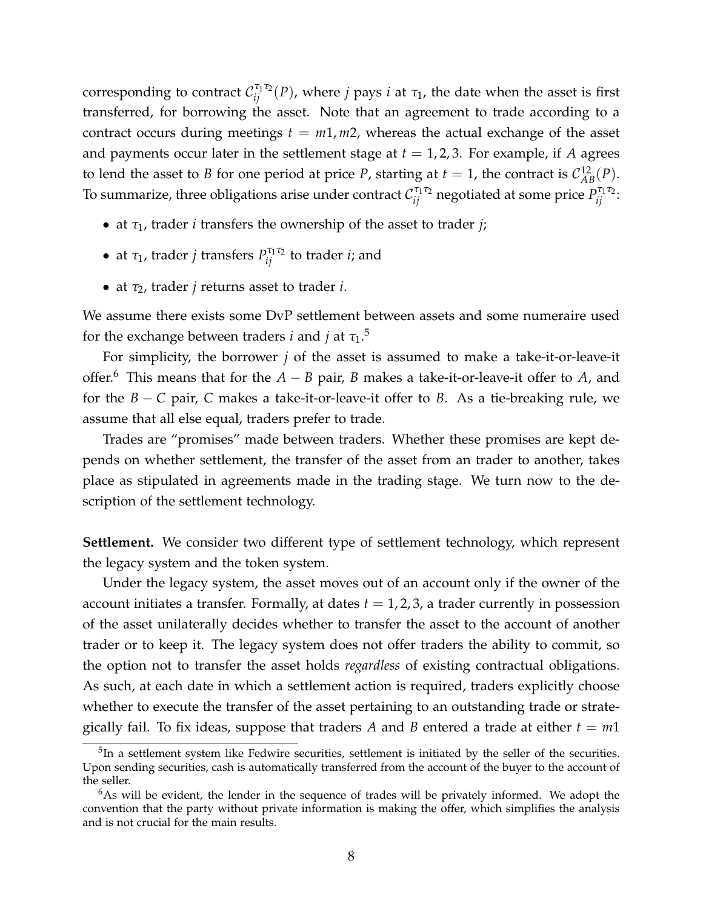corresponding to contract $\mathcal{C}_{ij}^{\tau_1\tau_2}(P)$, where $j$ pays $i$ at $\tau_1$, the date when the asset is first transferred, for borrowing the asset. Note that an agreement to trade according to a contract occurs during meetings $t = m1, m2$, whereas the actual exchange of the asset and payments occur later in the settlement stage at $t = 1, 2, 3$. For example, if $A$ agrees to lend the asset to $B$ for one period at price $P$, starting at $t = 1$, the contract is $\mathcal{C}_{AB}^{12}(P)$. To summarize, three obligations arise under contract $\mathcal{C}_{ij}^{\tau_1\tau_2}$ negotiated at some price $P_{ij}^{\tau_1\tau_2}$:

- at $\tau_1$, trader $i$ transfers the ownership of the asset to trader $j$;
- at $\tau_1$, trader $j$ transfers $P_{ij}^{\tau_1\tau_2}$ to trader $i$; and
- at $\tau_2$, trader $j$ returns asset to trader $i$.

We assume there exists some DvP settlement between assets and some numeraire used for the exchange between traders $i$ and $j$ at $\tau_1$.[5]

For simplicity, the borrower $j$ of the asset is assumed to make a take-it-or-leave-it offer.[6] This means that for the $A - B$ pair, $B$ makes a take-it-or-leave-it offer to $A$, and for the $B - C$ pair, $C$ makes a take-it-or-leave-it offer to $B$. As a tie-breaking rule, we assume that all else equal, traders prefer to trade.

Trades are "promises" made between traders. Whether these promises are kept depends on whether settlement, the transfer of the asset from an trader to another, takes place as stipulated in agreements made in the trading stage. We turn now to the description of the settlement technology.

**Settlement.** We consider two different type of settlement technology, which represent the legacy system and the token system.

Under the legacy system, the asset moves out of an account only if the owner of the account initiates a transfer. Formally, at dates $t = 1, 2, 3$, a trader currently in possession of the asset unilaterally decides whether to transfer the asset to the account of another trader or to keep it. The legacy system does not offer traders the ability to commit, so the option not to transfer the asset holds *regardless* of existing contractual obligations. As such, at each date in which a settlement action is required, traders explicitly choose whether to execute the transfer of the asset pertaining to an outstanding trade or strategically fail. To fix ideas, suppose that traders $A$ and $B$ entered a trade at either $t = m1$

[5] In a settlement system like Fedwire securities, settlement is initiated by the seller of the securities. Upon sending securities, cash is automatically transferred from the account of the buyer to the account of the seller.

[6] As will be evident, the lender in the sequence of trades will be privately informed. We adopt the convention that the party without private information is making the offer, which simplifies the analysis and is not crucial for the main results.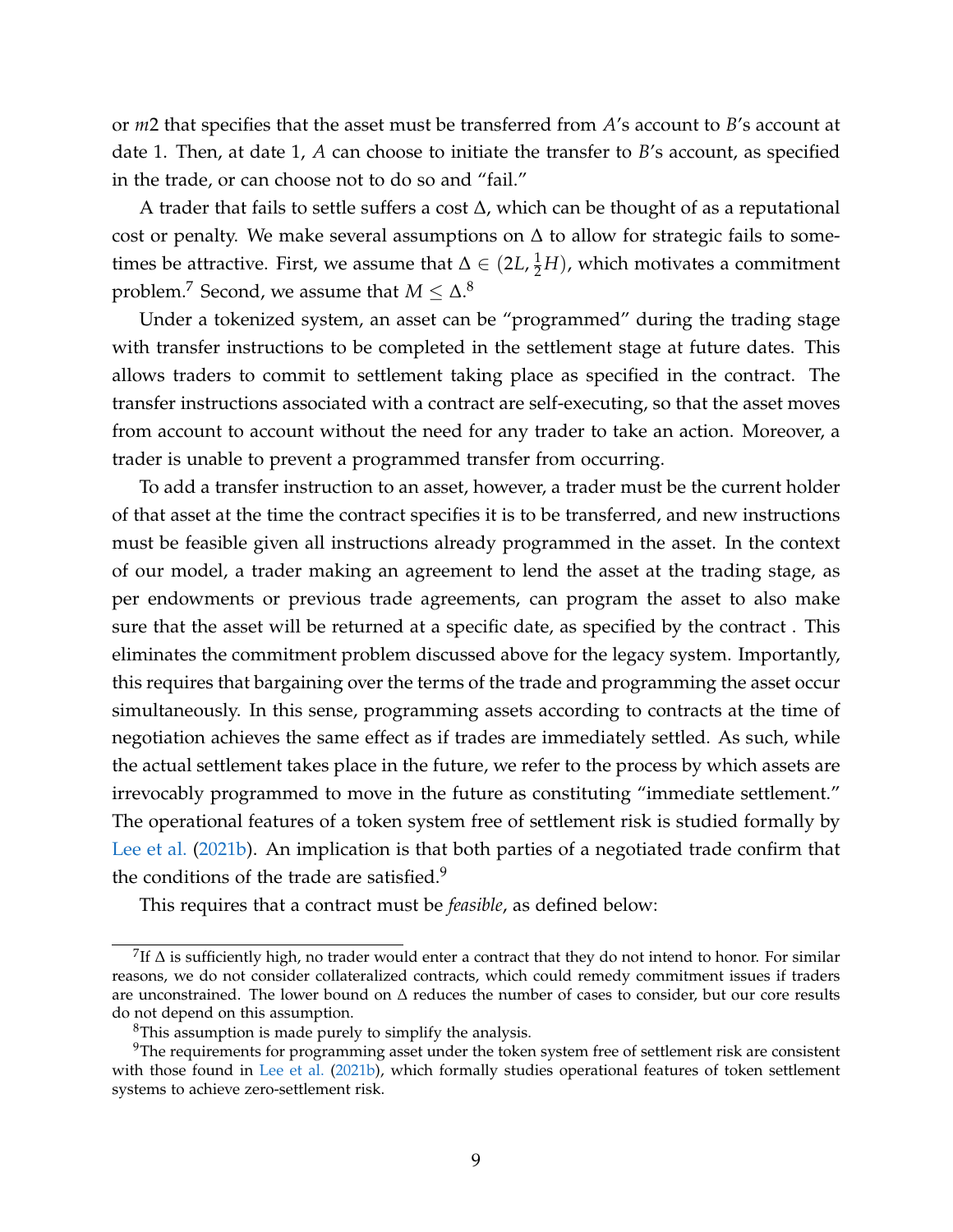or $m2$ that specifies that the asset must be transferred from $A$'s account to $B$'s account at date 1. Then, at date 1, $A$ can choose to initiate the transfer to $B$'s account, as specified in the trade, or can choose not to do so and "fail."

A trader that fails to settle suffers a cost $\Delta$, which can be thought of as a reputational cost or penalty. We make several assumptions on $\Delta$ to allow for strategic fails to sometimes be attractive. First, we assume that $\Delta \in (2L, \frac{1}{2}H)$, which motivates a commitment problem.[7] Second, we assume that $M \leq \Delta$.[8]

Under a tokenized system, an asset can be "programmed" during the trading stage with transfer instructions to be completed in the settlement stage at future dates. This allows traders to commit to settlement taking place as specified in the contract. The transfer instructions associated with a contract are self-executing, so that the asset moves from account to account without the need for any trader to take an action. Moreover, a trader is unable to prevent a programmed transfer from occurring.

To add a transfer instruction to an asset, however, a trader must be the current holder of that asset at the time the contract specifies it is to be transferred, and new instructions must be feasible given all instructions already programmed in the asset. In the context of our model, a trader making an agreement to lend the asset at the trading stage, as per endowments or previous trade agreements, can program the asset to also make sure that the asset will be returned at a specific date, as specified by the contract . This eliminates the commitment problem discussed above for the legacy system. Importantly, this requires that bargaining over the terms of the trade and programming the asset occur simultaneously. In this sense, programming assets according to contracts at the time of negotiation achieves the same effect as if trades are immediately settled. As such, while the actual settlement takes place in the future, we refer to the process by which assets are irrevocably programmed to move in the future as constituting "immediate settlement." The operational features of a token system free of settlement risk is studied formally by Lee et al. (2021b). An implication is that both parties of a negotiated trade confirm that the conditions of the trade are satisfied.[9]

This requires that a contract must be *feasible*, as defined below:

---

[7] If $\Delta$ is sufficiently high, no trader would enter a contract that they do not intend to honor. For similar reasons, we do not consider collateralized contracts, which could remedy commitment issues if traders are unconstrained. The lower bound on $\Delta$ reduces the number of cases to consider, but our core results do not depend on this assumption.

[8] This assumption is made purely to simplify the analysis.

[9] The requirements for programming asset under the token system free of settlement risk are consistent with those found in Lee et al. (2021b), which formally studies operational features of token settlement systems to achieve zero-settlement risk.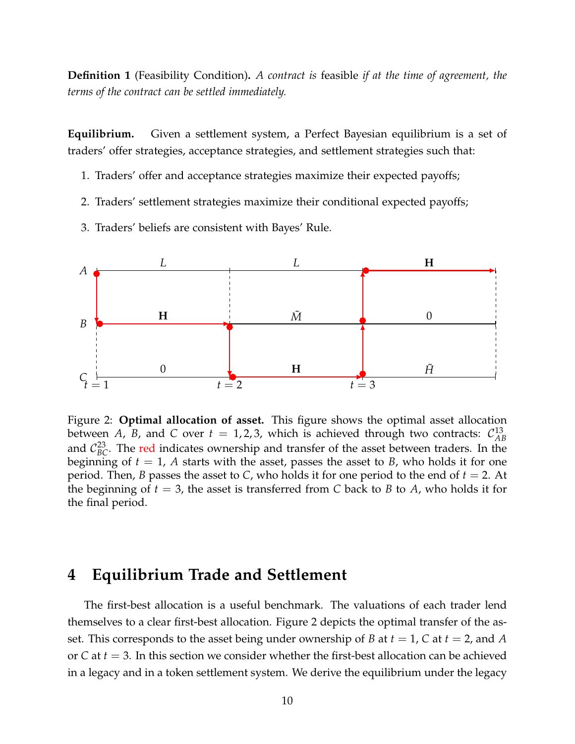**Definition 1** (Feasibility Condition)**.** *A contract is* feasible *if at the time of agreement, the terms of the contract can be settled immediately.*

**Equilibrium.** Given a settlement system, a Perfect Bayesian equilibrium is a set of traders' offer strategies, acceptance strategies, and settlement strategies such that:

1. Traders' offer and acceptance strategies maximize their expected payoffs;
2. Traders' settlement strategies maximize their conditional expected payoffs;
3. Traders' beliefs are consistent with Bayes' Rule.

Figure 2: **Optimal allocation of asset.** This figure shows the optimal asset allocation between $A$, $B$, and $C$ over $t = 1, 2, 3$, which is achieved through two contracts: $\mathcal{C}_{AB}^{13}$ and $\mathcal{C}_{BC}^{23}$. The red indicates ownership and transfer of the asset between traders. In the beginning of $t = 1$, $A$ starts with the asset, passes the asset to $B$, who holds it for one period. Then, $B$ passes the asset to $C$, who holds it for one period to the end of $t = 2$. At the beginning of $t = 3$, the asset is transferred from $C$ back to $B$ to $A$, who holds it for the final period.

# 4 Equilibrium Trade and Settlement

The first-best allocation is a useful benchmark. The valuations of each trader lend themselves to a clear first-best allocation. Figure 2 depicts the optimal transfer of the asset. This corresponds to the asset being under ownership of $B$ at $t = 1$, $C$ at $t = 2$, and $A$ or $C$ at $t = 3$. In this section we consider whether the first-best allocation can be achieved in a legacy and in a token settlement system. We derive the equilibrium under the legacy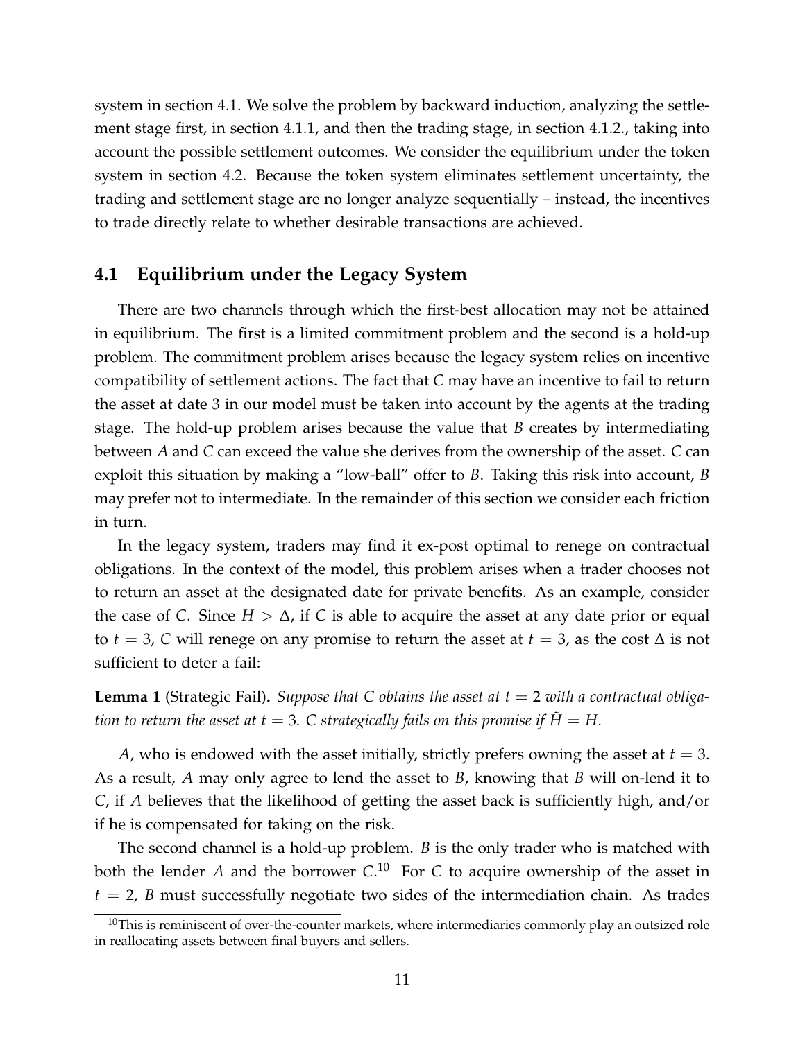system in section 4.1. We solve the problem by backward induction, analyzing the settlement stage first, in section 4.1.1, and then the trading stage, in section 4.1.2., taking into account the possible settlement outcomes. We consider the equilibrium under the token system in section 4.2. Because the token system eliminates settlement uncertainty, the trading and settlement stage are no longer analyze sequentially – instead, the incentives to trade directly relate to whether desirable transactions are achieved.

## 4.1 Equilibrium under the Legacy System

There are two channels through which the first-best allocation may not be attained in equilibrium. The first is a limited commitment problem and the second is a hold-up problem. The commitment problem arises because the legacy system relies on incentive compatibility of settlement actions. The fact that $C$ may have an incentive to fail to return the asset at date 3 in our model must be taken into account by the agents at the trading stage. The hold-up problem arises because the value that $B$ creates by intermediating between $A$ and $C$ can exceed the value she derives from the ownership of the asset. $C$ can exploit this situation by making a "low-ball" offer to $B$. Taking this risk into account, $B$ may prefer not to intermediate. In the remainder of this section we consider each friction in turn.

In the legacy system, traders may find it ex-post optimal to renege on contractual obligations. In the context of the model, this problem arises when a trader chooses not to return an asset at the designated date for private benefits. As an example, consider the case of $C$. Since $H > \Delta$, if $C$ is able to acquire the asset at any date prior or equal to $t = 3$, $C$ will renege on any promise to return the asset at $t = 3$, as the cost $\Delta$ is not sufficient to deter a fail:

**Lemma 1** (Strategic Fail)**.** *Suppose that $C$ obtains the asset at $t = 2$ with a contractual obligation to return the asset at $t = 3$. $C$ strategically fails on this promise if $\tilde{H} = H$.*

$A$, who is endowed with the asset initially, strictly prefers owning the asset at $t = 3$. As a result, $A$ may only agree to lend the asset to $B$, knowing that $B$ will on-lend it to $C$, if $A$ believes that the likelihood of getting the asset back is sufficiently high, and/or if he is compensated for taking on the risk.

The second channel is a hold-up problem. $B$ is the only trader who is matched with both the lender $A$ and the borrower $C$.[10] For $C$ to acquire ownership of the asset in $t = 2$, $B$ must successfully negotiate two sides of the intermediation chain. As trades

[10] This is reminiscent of over-the-counter markets, where intermediaries commonly play an outsized role in reallocating assets between final buyers and sellers.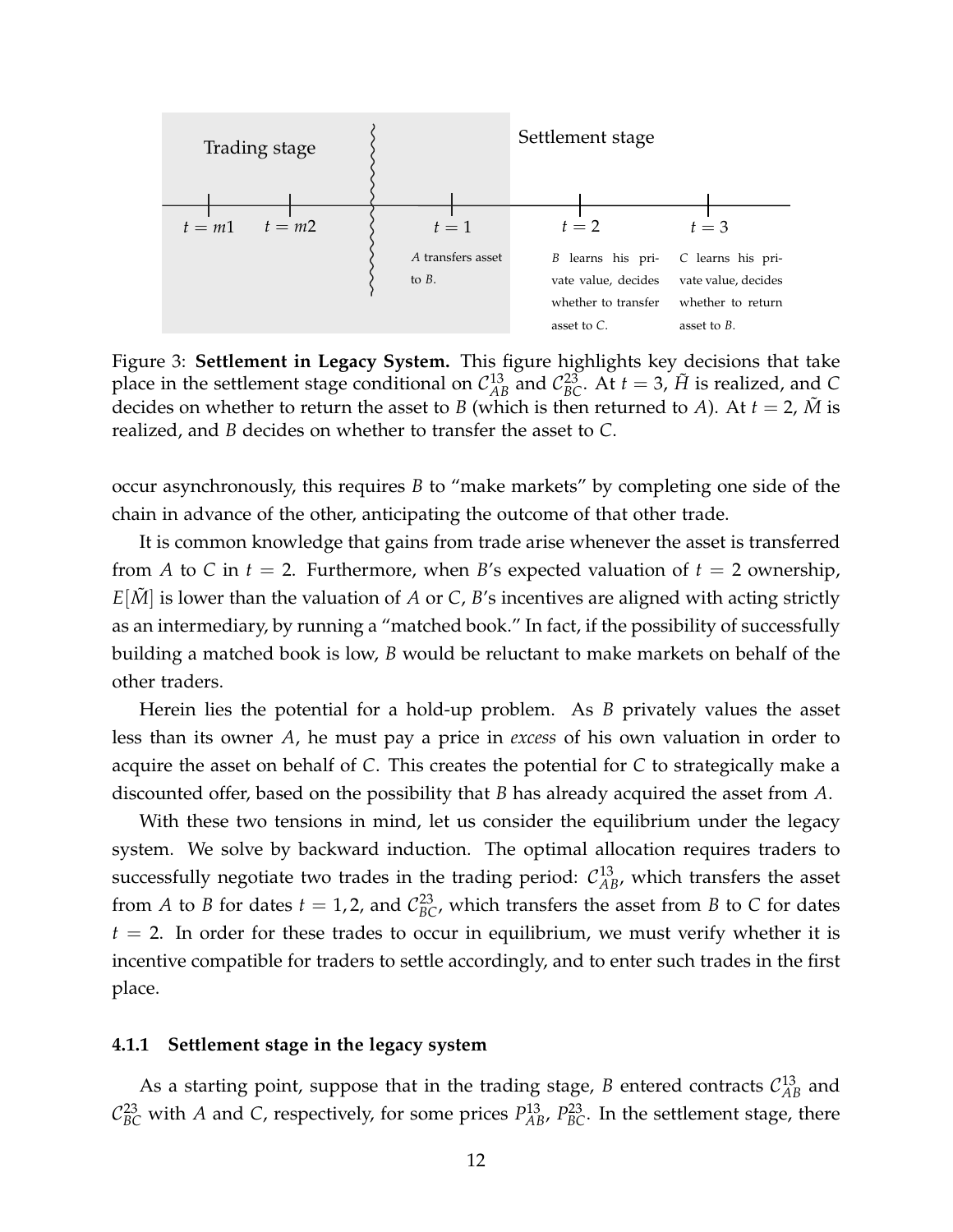| Trading stage | | | Settlement stage | |
|---|---|---|---|---|
| $t = m1$ | $t = m2$ | $t = 1$ | $t = 2$ | $t = 3$ |
| | | $A$ transfers asset to $B$. | $B$ learns his private value, decides whether to transfer asset to $C$. | $C$ learns his private value, decides whether to return asset to $B$. |

Figure 3: **Settlement in Legacy System.** This figure highlights key decisions that take place in the settlement stage conditional on $\mathcal{C}_{AB}^{13}$ and $\mathcal{C}_{BC}^{23}$. At $t = 3$, $\tilde{H}$ is realized, and $C$ decides on whether to return the asset to $B$ (which is then returned to $A$). At $t = 2$, $\tilde{M}$ is realized, and $B$ decides on whether to transfer the asset to $C$.

occur asynchronously, this requires $B$ to "make markets" by completing one side of the chain in advance of the other, anticipating the outcome of that other trade.

It is common knowledge that gains from trade arise whenever the asset is transferred from $A$ to $C$ in $t = 2$. Furthermore, when $B$'s expected valuation of $t = 2$ ownership, $E[\tilde{M}]$ is lower than the valuation of $A$ or $C$, $B$'s incentives are aligned with acting strictly as an intermediary, by running a "matched book." In fact, if the possibility of successfully building a matched book is low, $B$ would be reluctant to make markets on behalf of the other traders.

Herein lies the potential for a hold-up problem. As $B$ privately values the asset less than its owner $A$, he must pay a price in *excess* of his own valuation in order to acquire the asset on behalf of $C$. This creates the potential for $C$ to strategically make a discounted offer, based on the possibility that $B$ has already acquired the asset from $A$.

With these two tensions in mind, let us consider the equilibrium under the legacy system. We solve by backward induction. The optimal allocation requires traders to successfully negotiate two trades in the trading period: $\mathcal{C}_{AB}^{13}$, which transfers the asset from $A$ to $B$ for dates $t = 1, 2$, and $\mathcal{C}_{BC}^{23}$, which transfers the asset from $B$ to $C$ for dates $t = 2$. In order for these trades to occur in equilibrium, we must verify whether it is incentive compatible for traders to settle accordingly, and to enter such trades in the first place.

#### 4.1.1 Settlement stage in the legacy system

As a starting point, suppose that in the trading stage, $B$ entered contracts $\mathcal{C}_{AB}^{13}$ and $\mathcal{C}_{BC}^{23}$ with $A$ and $C$, respectively, for some prices $P_{AB}^{13}$, $P_{BC}^{23}$. In the settlement stage, there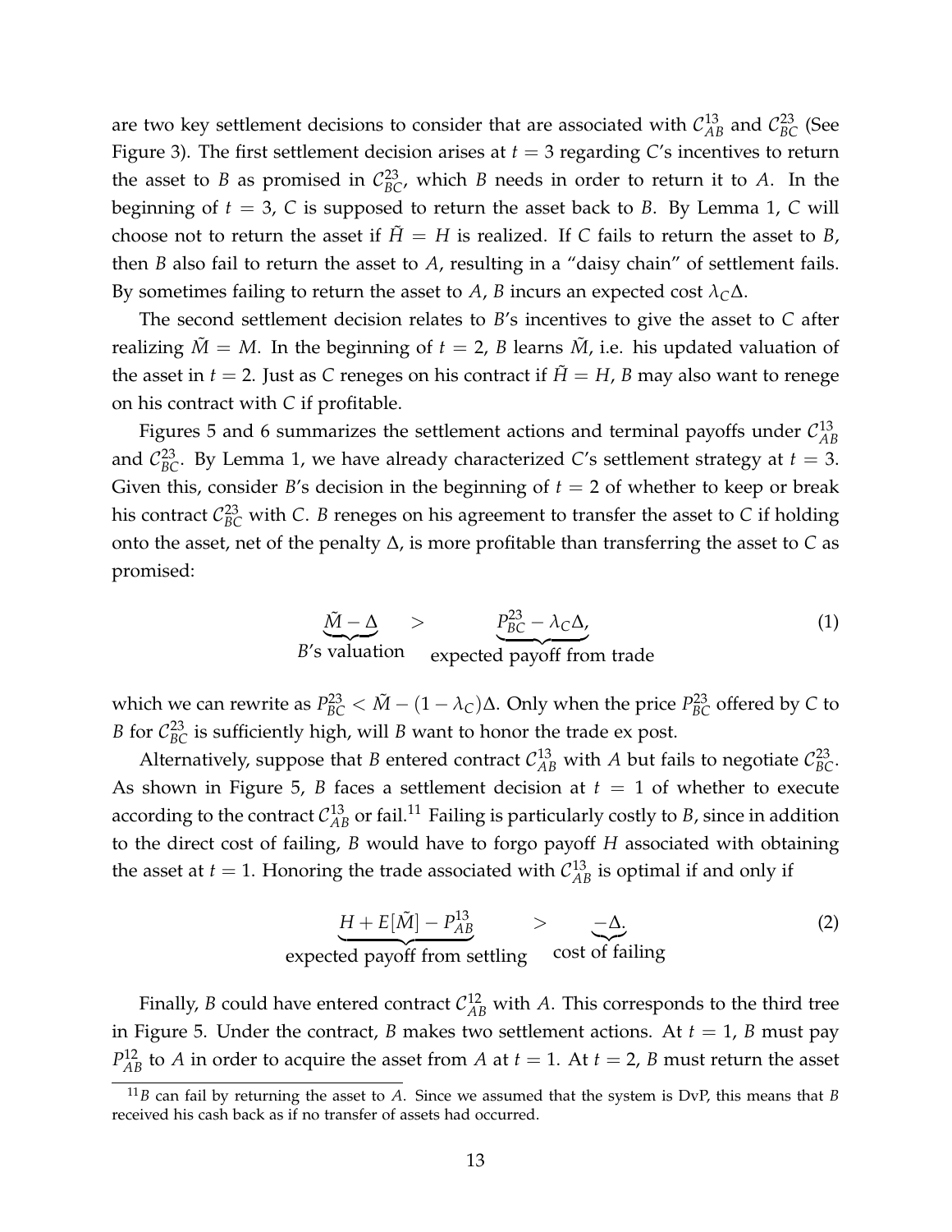are two key settlement decisions to consider that are associated with $\mathcal{C}_{AB}^{13}$ and $\mathcal{C}_{BC}^{23}$ (See Figure 3). The first settlement decision arises at $t = 3$ regarding $C$'s incentives to return the asset to $B$ as promised in $\mathcal{C}_{BC}^{23}$, which $B$ needs in order to return it to $A$. In the beginning of $t = 3$, $C$ is supposed to return the asset back to $B$. By Lemma 1, $C$ will choose not to return the asset if $\tilde{H} = H$ is realized. If $C$ fails to return the asset to $B$, then $B$ also fail to return the asset to $A$, resulting in a "daisy chain" of settlement fails. By sometimes failing to return the asset to $A$, $B$ incurs an expected cost $\lambda_C \Delta$.

The second settlement decision relates to $B$'s incentives to give the asset to $C$ after realizing $\tilde{M} = M$. In the beginning of $t = 2$, $B$ learns $\tilde{M}$, i.e. his updated valuation of the asset in $t = 2$. Just as $C$ reneges on his contract if $\tilde{H} = H$, $B$ may also want to renege on his contract with $C$ if profitable.

Figures 5 and 6 summarizes the settlement actions and terminal payoffs under $\mathcal{C}_{AB}^{13}$ and $\mathcal{C}_{BC}^{23}$. By Lemma 1, we have already characterized $C$'s settlement strategy at $t = 3$. Given this, consider $B$'s decision in the beginning of $t = 2$ of whether to keep or break his contract $\mathcal{C}_{BC}^{23}$ with $C$. $B$ reneges on his agreement to transfer the asset to $C$ if holding onto the asset, net of the penalty $\Delta$, is more profitable than transferring the asset to $C$ as promised:

$$\underbrace{\tilde{M} - \Delta}_{B\text{'s valuation}} \quad > \quad \underbrace{P_{BC}^{23} - \lambda_C \Delta,}_{\text{expected payoff from trade}} \tag{1}$$

which we can rewrite as $P_{BC}^{23} < \tilde{M} - (1 - \lambda_C)\Delta$. Only when the price $P_{BC}^{23}$ offered by $C$ to $B$ for $\mathcal{C}_{BC}^{23}$ is sufficiently high, will $B$ want to honor the trade ex post.

Alternatively, suppose that $B$ entered contract $\mathcal{C}_{AB}^{13}$ with $A$ but fails to negotiate $\mathcal{C}_{BC}^{23}$. As shown in Figure 5, $B$ faces a settlement decision at $t = 1$ of whether to execute according to the contract $\mathcal{C}_{AB}^{13}$ or fail.[11] Failing is particularly costly to $B$, since in addition to the direct cost of failing, $B$ would have to forgo payoff $H$ associated with obtaining the asset at $t = 1$. Honoring the trade associated with $\mathcal{C}_{AB}^{13}$ is optimal if and only if

$$\underbrace{H + E[\tilde{M}] - P_{AB}^{13}}_{\text{expected payoff from settling}} \quad > \quad \underbrace{-\Delta.}_{\text{cost of failing}} \tag{2}$$

Finally, $B$ could have entered contract $\mathcal{C}_{AB}^{12}$ with $A$. This corresponds to the third tree in Figure 5. Under the contract, $B$ makes two settlement actions. At $t = 1$, $B$ must pay $P_{AB}^{12}$ to $A$ in order to acquire the asset from $A$ at $t = 1$. At $t = 2$, $B$ must return the asset

[11] $B$ can fail by returning the asset to $A$. Since we assumed that the system is DvP, this means that $B$ received his cash back as if no transfer of assets had occurred.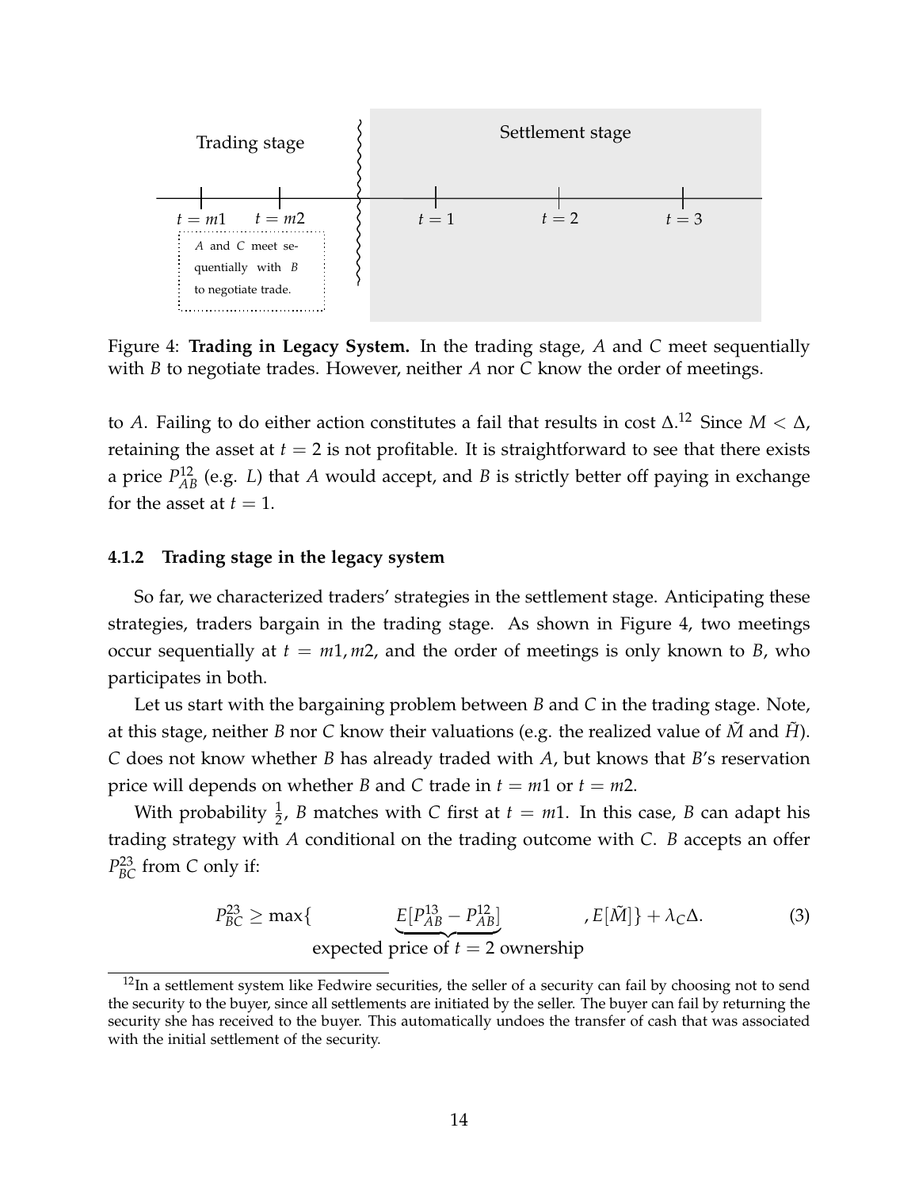Trading stage

Settlement stage

$t = m1$ $t = m2$ $t = 1$ $t = 2$ $t = 3$

*A* and *C* meet sequentially with *B* to negotiate trade.

Figure 4: **Trading in Legacy System.** In the trading stage, $A$ and $C$ meet sequentially with $B$ to negotiate trades. However, neither $A$ nor $C$ know the order of meetings.

to $A$. Failing to do either action constitutes a fail that results in cost $\Delta$.[12] Since $M < \Delta$, retaining the asset at $t = 2$ is not profitable. It is straightforward to see that there exists a price $P^{12}_{AB}$ (e.g. $L$) that $A$ would accept, and $B$ is strictly better off paying in exchange for the asset at $t = 1$.

### 4.1.2 Trading stage in the legacy system

So far, we characterized traders' strategies in the settlement stage. Anticipating these strategies, traders bargain in the trading stage. As shown in Figure 4, two meetings occur sequentially at $t = m1, m2$, and the order of meetings is only known to $B$, who participates in both.

Let us start with the bargaining problem between $B$ and $C$ in the trading stage. Note, at this stage, neither $B$ nor $C$ know their valuations (e.g. the realized value of $\tilde{M}$ and $\tilde{H}$). $C$ does not know whether $B$ has already traded with $A$, but knows that $B$'s reservation price will depends on whether $B$ and $C$ trade in $t = m1$ or $t = m2$.

With probability $\frac{1}{2}$, $B$ matches with $C$ first at $t = m1$. In this case, $B$ can adapt his trading strategy with $A$ conditional on the trading outcome with $C$. $B$ accepts an offer $P^{23}_{BC}$ from $C$ only if:

$$P^{23}_{BC} \geq \max\{\underbrace{E[P^{13}_{AB} - P^{12}_{AB}]}_{\text{expected price of } t=2 \text{ ownership}}, E[\tilde{M}]\} + \lambda_C \Delta. \tag{3}$$

[12] In a settlement system like Fedwire securities, the seller of a security can fail by choosing not to send the security to the buyer, since all settlements are initiated by the seller. The buyer can fail by returning the security she has received to the buyer. This automatically undoes the transfer of cash that was associated with the initial settlement of the security.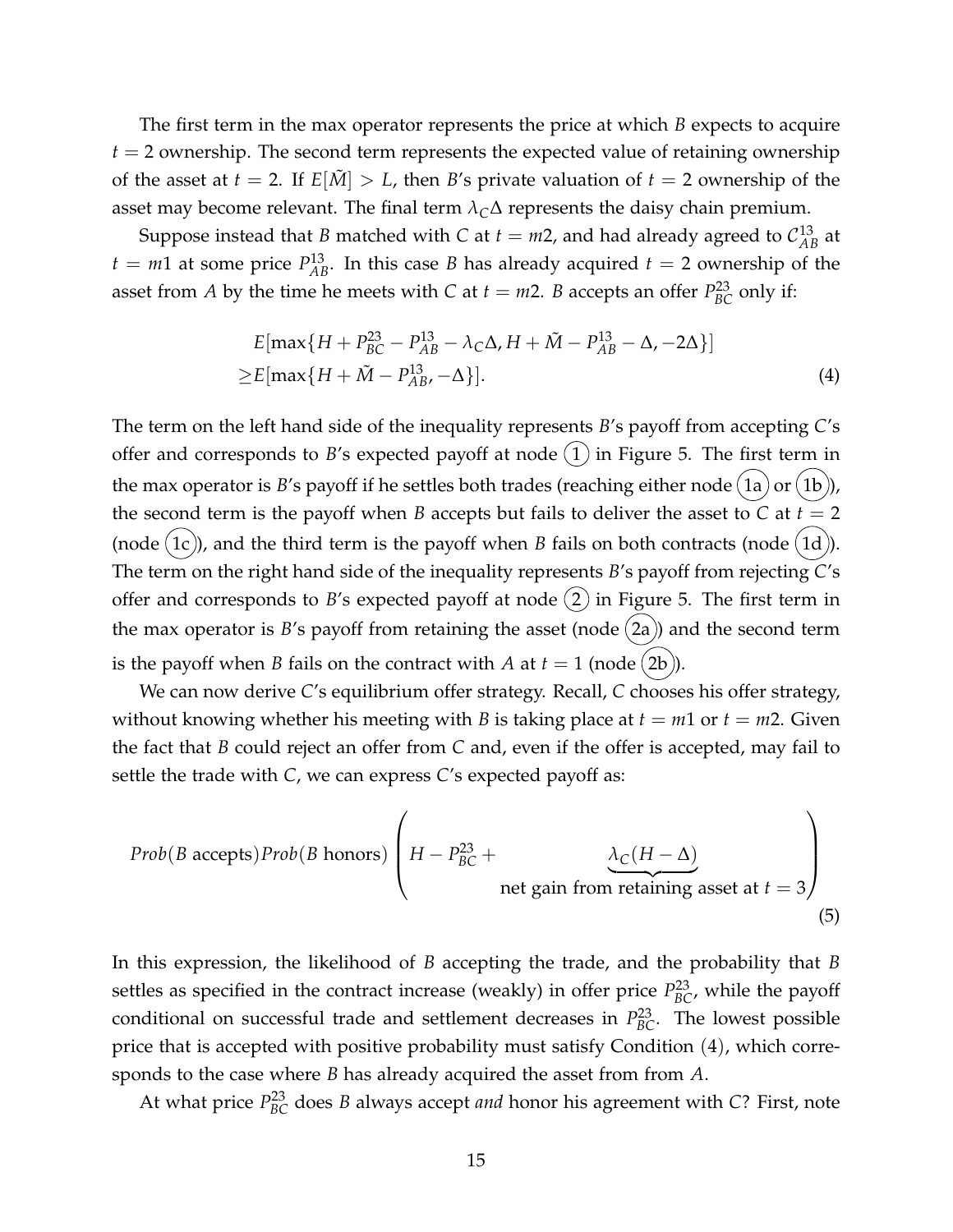The first term in the max operator represents the price at which $B$ expects to acquire $t = 2$ ownership. The second term represents the expected value of retaining ownership of the asset at $t = 2$. If $E[\tilde{M}] > L$, then $B$'s private valuation of $t = 2$ ownership of the asset may become relevant. The final term $\lambda_C \Delta$ represents the daisy chain premium.

Suppose instead that $B$ matched with $C$ at $t = m2$, and had already agreed to $\mathcal{C}^{13}_{AB}$ at $t = m1$ at some price $P^{13}_{AB}$. In this case $B$ has already acquired $t = 2$ ownership of the asset from $A$ by the time he meets with $C$ at $t = m2$. $B$ accepts an offer $P^{23}_{BC}$ only if:

$$
\begin{aligned}
&E[\max\{H + P^{23}_{BC} - P^{13}_{AB} - \lambda_C \Delta, H + \tilde{M} - P^{13}_{AB} - \Delta, -2\Delta\}] \\
\geq &E[\max\{H + \tilde{M} - P^{13}_{AB}, -\Delta\}].
\end{aligned} \tag{4}
$$

The term on the left hand side of the inequality represents $B$'s payoff from accepting $C$'s offer and corresponds to $B$'s expected payoff at node (1) in Figure 5. The first term in the max operator is $B$'s payoff if he settles both trades (reaching either node (1a) or (1b)), the second term is the payoff when $B$ accepts but fails to deliver the asset to $C$ at $t = 2$ (node (1c)), and the third term is the payoff when $B$ fails on both contracts (node (1d)). The term on the right hand side of the inequality represents $B$'s payoff from rejecting $C$'s offer and corresponds to $B$'s expected payoff at node (2) in Figure 5. The first term in the max operator is $B$'s payoff from retaining the asset (node (2a)) and the second term is the payoff when $B$ fails on the contract with $A$ at $t = 1$ (node (2b)).

We can now derive $C$'s equilibrium offer strategy. Recall, $C$ chooses his offer strategy, without knowing whether his meeting with $B$ is taking place at $t = m1$ or $t = m2$. Given the fact that $B$ could reject an offer from $C$ and, even if the offer is accepted, may fail to settle the trade with $C$, we can express $C$'s expected payoff as:

$$
Prob(B \text{ accepts}) Prob(B \text{ honors}) \left( H - P^{23}_{BC} + \underbrace{\lambda_C (H - \Delta)}_{\text{net gain from retaining asset at } t = 3} \right) \tag{5}
$$

In this expression, the likelihood of $B$ accepting the trade, and the probability that $B$ settles as specified in the contract increase (weakly) in offer price $P^{23}_{BC}$, while the payoff conditional on successful trade and settlement decreases in $P^{23}_{BC}$. The lowest possible price that is accepted with positive probability must satisfy Condition (4), which corresponds to the case where $B$ has already acquired the asset from from $A$.

At what price $P^{23}_{BC}$ does $B$ always accept *and* honor his agreement with $C$? First, note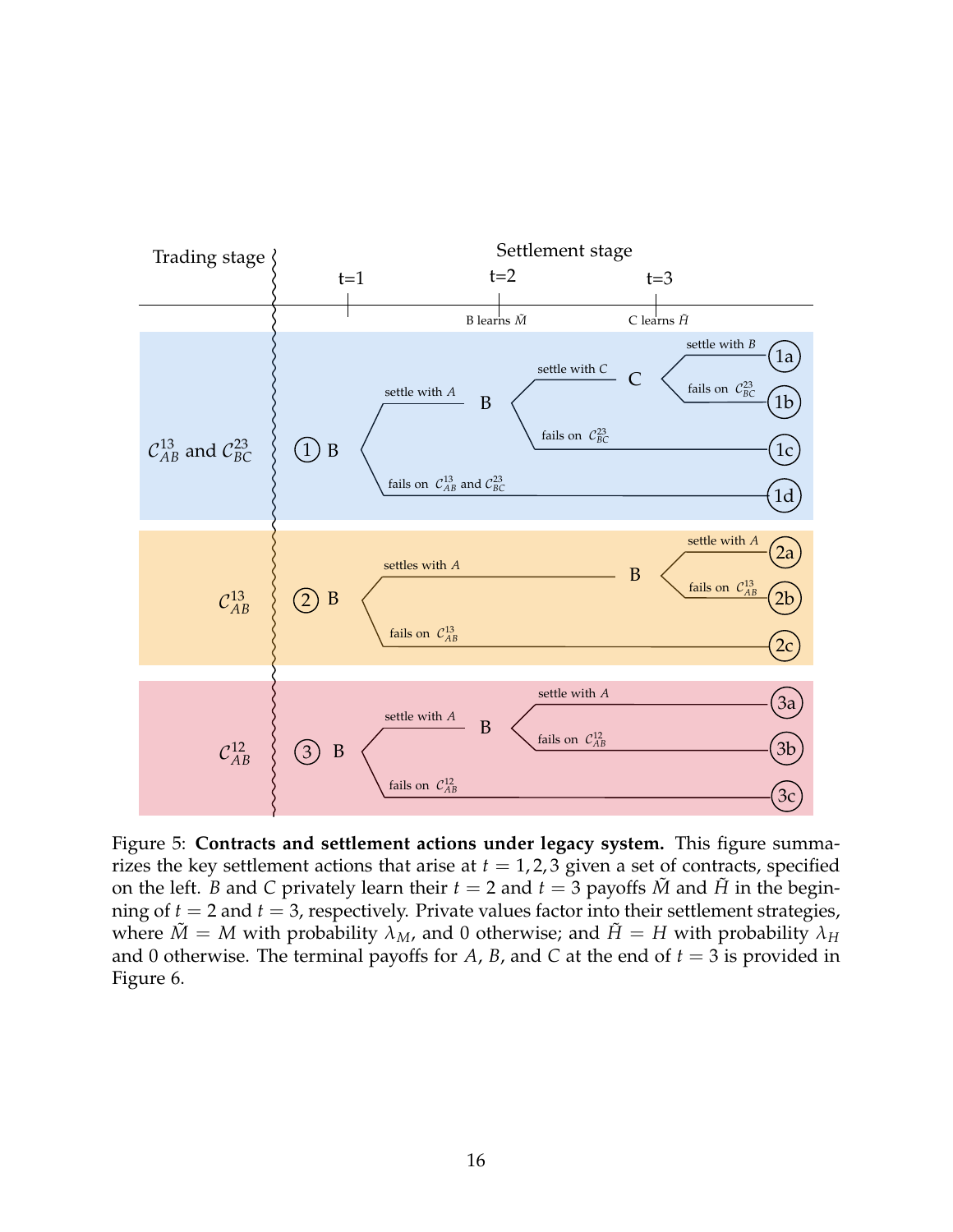Figure 5: **Contracts and settlement actions under legacy system.** This figure summarizes the key settlement actions that arise at $t = 1, 2, 3$ given a set of contracts, specified on the left. $B$ and $C$ privately learn their $t = 2$ and $t = 3$ payoffs $\tilde{M}$ and $\tilde{H}$ in the beginning of $t = 2$ and $t = 3$, respectively. Private values factor into their settlement strategies, where $\tilde{M} = M$ with probability $\lambda_M$, and 0 otherwise; and $\tilde{H} = H$ with probability $\lambda_H$ and 0 otherwise. The terminal payoffs for $A$, $B$, and $C$ at the end of $t = 3$ is provided in Figure 6.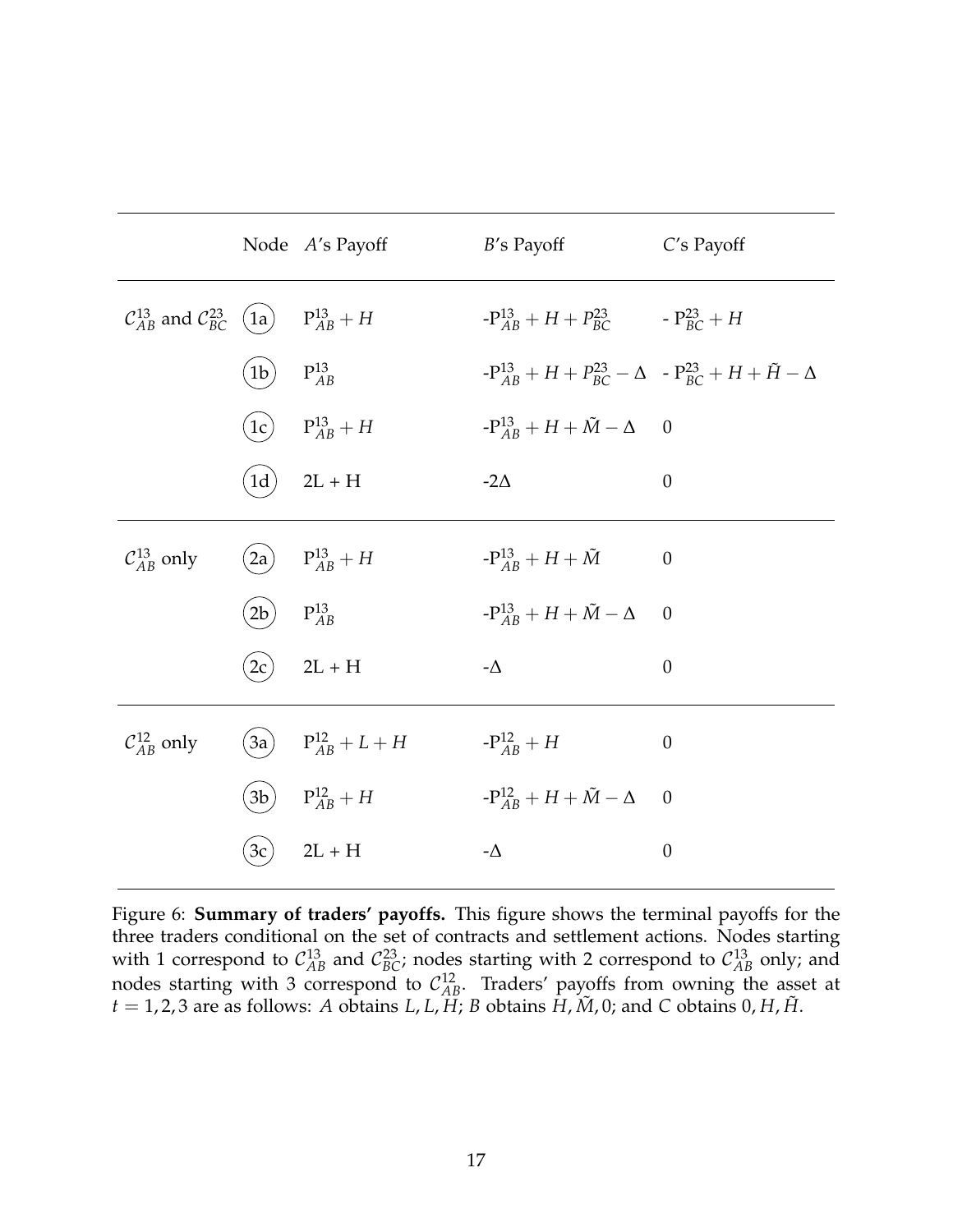|  | Node | $A$'s Payoff | $B$'s Payoff | $C$'s Payoff |
|---|---|---|---|---|
| $\mathcal{C}_{AB}^{13}$ and $\mathcal{C}_{BC}^{23}$ | (1a) | $\mathrm{P}_{AB}^{13} + H$ | $-\mathrm{P}_{AB}^{13} + H + P_{BC}^{23}$ | $-\mathrm{P}_{BC}^{23} + H$ |
|  | (1b) | $\mathrm{P}_{AB}^{13}$ | $-\mathrm{P}_{AB}^{13} + H + P_{BC}^{23} - \Delta$ | $-\mathrm{P}_{BC}^{23} + H + \tilde{H} - \Delta$ |
|  | (1c) | $\mathrm{P}_{AB}^{13} + H$ | $-\mathrm{P}_{AB}^{13} + H + \tilde{M} - \Delta$ | $0$ |
|  | (1d) | $2L + H$ | $-2\Delta$ | $0$ |
| $\mathcal{C}_{AB}^{13}$ only | (2a) | $\mathrm{P}_{AB}^{13} + H$ | $-\mathrm{P}_{AB}^{13} + H + \tilde{M}$ | $0$ |
|  | (2b) | $\mathrm{P}_{AB}^{13}$ | $-\mathrm{P}_{AB}^{13} + H + \tilde{M} - \Delta$ | $0$ |
|  | (2c) | $2L + H$ | $-\Delta$ | $0$ |
| $\mathcal{C}_{AB}^{12}$ only | (3a) | $\mathrm{P}_{AB}^{12} + L + H$ | $-\mathrm{P}_{AB}^{12} + H$ | $0$ |
|  | (3b) | $\mathrm{P}_{AB}^{12} + H$ | $-\mathrm{P}_{AB}^{12} + H + \tilde{M} - \Delta$ | $0$ |
|  | (3c) | $2L + H$ | $-\Delta$ | $0$ |

Figure 6: **Summary of traders' payoffs.** This figure shows the terminal payoffs for the three traders conditional on the set of contracts and settlement actions. Nodes starting with 1 correspond to $\mathcal{C}_{AB}^{13}$ and $\mathcal{C}_{BC}^{23}$; nodes starting with 2 correspond to $\mathcal{C}_{AB}^{13}$ only; and nodes starting with 3 correspond to $\mathcal{C}_{AB}^{12}$. Traders' payoffs from owning the asset at $t = 1, 2, 3$ are as follows: $A$ obtains $L, L, H$; $B$ obtains $H, \tilde{M}, 0$; and $C$ obtains $0, H, \tilde{H}$.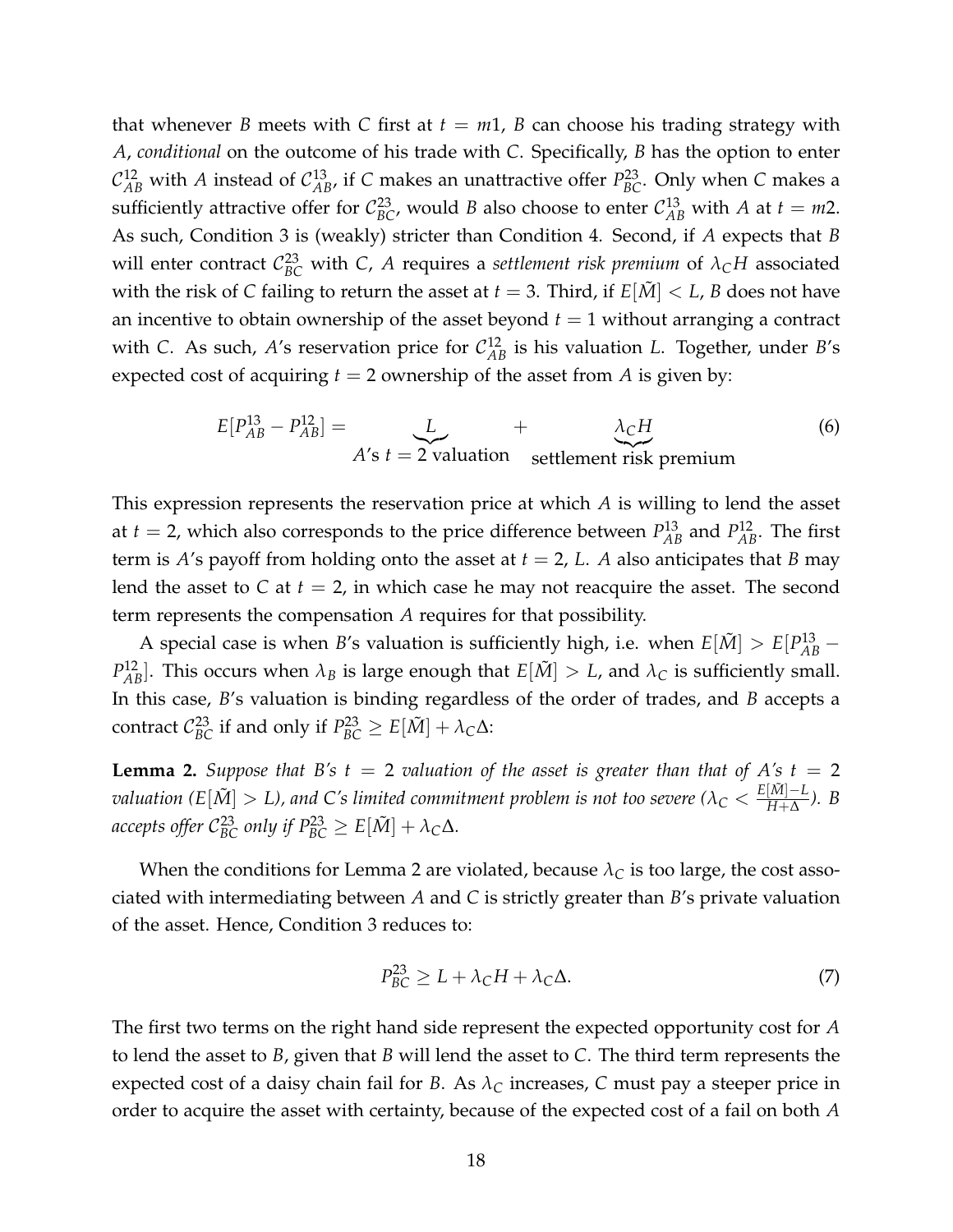that whenever $B$ meets with $C$ first at $t = m1$, $B$ can choose his trading strategy with $A$, *conditional* on the outcome of his trade with $C$. Specifically, $B$ has the option to enter $\mathcal{C}_{AB}^{12}$ with $A$ instead of $\mathcal{C}_{AB}^{13}$, if $C$ makes an unattractive offer $P_{BC}^{23}$. Only when $C$ makes a sufficiently attractive offer for $\mathcal{C}_{BC}^{23}$, would $B$ also choose to enter $\mathcal{C}_{AB}^{13}$ with $A$ at $t = m2$. As such, Condition 3 is (weakly) stricter than Condition 4. Second, if $A$ expects that $B$ will enter contract $\mathcal{C}_{BC}^{23}$ with $C$, $A$ requires a *settlement risk premium* of $\lambda_C H$ associated with the risk of $C$ failing to return the asset at $t = 3$. Third, if $E[\tilde{M}] < L$, $B$ does not have an incentive to obtain ownership of the asset beyond $t = 1$ without arranging a contract with $C$. As such, $A$'s reservation price for $\mathcal{C}_{AB}^{12}$ is his valuation $L$. Together, under $B$'s expected cost of acquiring $t = 2$ ownership of the asset from $A$ is given by:

$$E[P_{AB}^{13} - P_{AB}^{12}] = \underbrace{L}_{A\text{'s } t=2 \text{ valuation}} + \underbrace{\lambda_C H}_{\text{settlement risk premium}} \tag{6}$$

This expression represents the reservation price at which $A$ is willing to lend the asset at $t = 2$, which also corresponds to the price difference between $P_{AB}^{13}$ and $P_{AB}^{12}$. The first term is $A$'s payoff from holding onto the asset at $t = 2$, $L$. $A$ also anticipates that $B$ may lend the asset to $C$ at $t = 2$, in which case he may not reacquire the asset. The second term represents the compensation $A$ requires for that possibility.

A special case is when $B$'s valuation is sufficiently high, i.e. when $E[\tilde{M}] > E[P_{AB}^{13} - P_{AB}^{12}]$. This occurs when $\lambda_B$ is large enough that $E[\tilde{M}] > L$, and $\lambda_C$ is sufficiently small. In this case, $B$'s valuation is binding regardless of the order of trades, and $B$ accepts a contract $\mathcal{C}_{BC}^{23}$ if and only if $P_{BC}^{23} \geq E[\tilde{M}] + \lambda_C \Delta$:

**Lemma 2.** *Suppose that $B$'s $t = 2$ valuation of the asset is greater than that of $A$'s $t = 2$ valuation ($E[\tilde{M}] > L$), and $C$'s limited commitment problem is not too severe ($\lambda_C < \frac{E[\tilde{M}] - L}{H + \Delta}$). $B$ accepts offer $\mathcal{C}_{BC}^{23}$ only if $P_{BC}^{23} \geq E[\tilde{M}] + \lambda_C \Delta$.*

When the conditions for Lemma 2 are violated, because $\lambda_C$ is too large, the cost associated with intermediating between $A$ and $C$ is strictly greater than $B$'s private valuation of the asset. Hence, Condition 3 reduces to:

$$P_{BC}^{23} \geq L + \lambda_C H + \lambda_C \Delta. \tag{7}$$

The first two terms on the right hand side represent the expected opportunity cost for $A$ to lend the asset to $B$, given that $B$ will lend the asset to $C$. The third term represents the expected cost of a daisy chain fail for $B$. As $\lambda_C$ increases, $C$ must pay a steeper price in order to acquire the asset with certainty, because of the expected cost of a fail on both $A$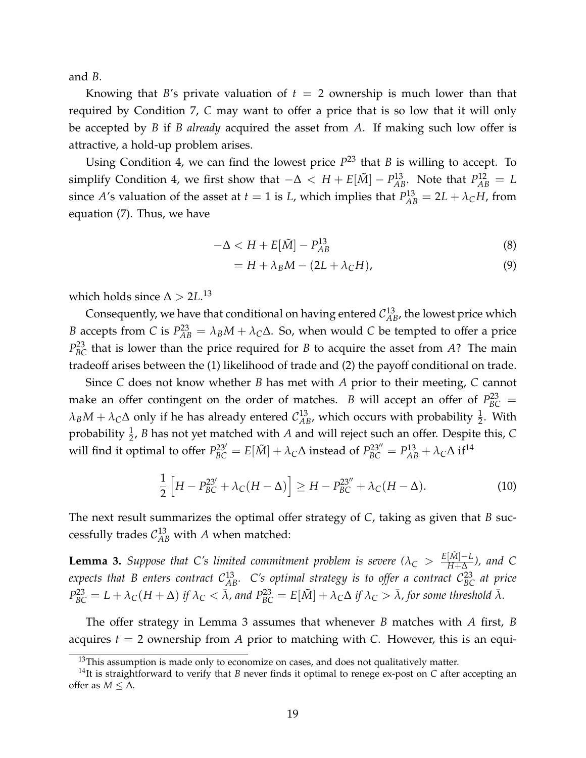and $B$.

Knowing that $B$'s private valuation of $t = 2$ ownership is much lower than that required by Condition 7, $C$ may want to offer a price that is so low that it will only be accepted by $B$ if $B$ *already* acquired the asset from $A$. If making such low offer is attractive, a hold-up problem arises.

Using Condition 4, we can find the lowest price $P^{23}$ that $B$ is willing to accept. To simplify Condition 4, we first show that $-\Delta < H + E[\tilde{M}] - P^{13}_{AB}$. Note that $P^{12}_{AB} = L$ since $A$'s valuation of the asset at $t = 1$ is $L$, which implies that $P^{13}_{AB} = 2L + \lambda_C H$, from equation (7). Thus, we have

$$-\Delta < H + E[\tilde{M}] - P^{13}_{AB} \tag{8}$$

$$= H + \lambda_B M - (2L + \lambda_C H), \tag{9}$$

which holds since $\Delta > 2L$.[13]

Consequently, we have that conditional on having entered $\mathcal{C}^{13}_{AB}$, the lowest price which $B$ accepts from $C$ is $P^{23}_{AB} = \lambda_B M + \lambda_C \Delta$. So, when would $C$ be tempted to offer a price $P^{23}_{BC}$ that is lower than the price required for $B$ to acquire the asset from $A$? The main tradeoff arises between the (1) likelihood of trade and (2) the payoff conditional on trade.

Since $C$ does not know whether $B$ has met with $A$ prior to their meeting, $C$ cannot make an offer contingent on the order of matches. $B$ will accept an offer of $P^{23}_{BC} = \lambda_B M + \lambda_C \Delta$ only if he has already entered $\mathcal{C}^{13}_{AB}$, which occurs with probability $\frac{1}{2}$. With probability $\frac{1}{2}$, $B$ has not yet matched with $A$ and will reject such an offer. Despite this, $C$ will find it optimal to offer $P^{23'}_{BC} = E[\tilde{M}] + \lambda_C \Delta$ instead of $P^{23''}_{BC} = P^{13}_{AB} + \lambda_C \Delta$ if[14]

$$\frac{1}{2}\left[H - P^{23'}_{BC} + \lambda_C(H - \Delta)\right] \geq H - P^{23''}_{BC} + \lambda_C(H - \Delta). \tag{10}$$

The next result summarizes the optimal offer strategy of $C$, taking as given that $B$ successfully trades $\mathcal{C}^{13}_{AB}$ with $A$ when matched:

**Lemma 3.** *Suppose that $C$'s limited commitment problem is severe ($\lambda_C > \frac{E[\tilde{M}] - L}{H + \Delta}$), and $C$ expects that $B$ enters contract $\mathcal{C}^{13}_{AB}$. $C$'s optimal strategy is to offer a contract $\mathcal{C}^{23}_{BC}$ at price $P^{23}_{BC} = L + \lambda_C(H + \Delta)$ if $\lambda_C < \bar{\lambda}$, and $P^{23}_{BC} = E[\tilde{M}] + \lambda_C \Delta$ if $\lambda_C > \bar{\lambda}$, for some threshold $\bar{\lambda}$.*

The offer strategy in Lemma 3 assumes that whenever $B$ matches with $A$ first, $B$ acquires $t = 2$ ownership from $A$ prior to matching with $C$. However, this is an equi-

[13] This assumption is made only to economize on cases, and does not qualitatively matter.

[14] It is straightforward to verify that $B$ never finds it optimal to renege ex-post on $C$ after accepting an offer as $M \leq \Delta$.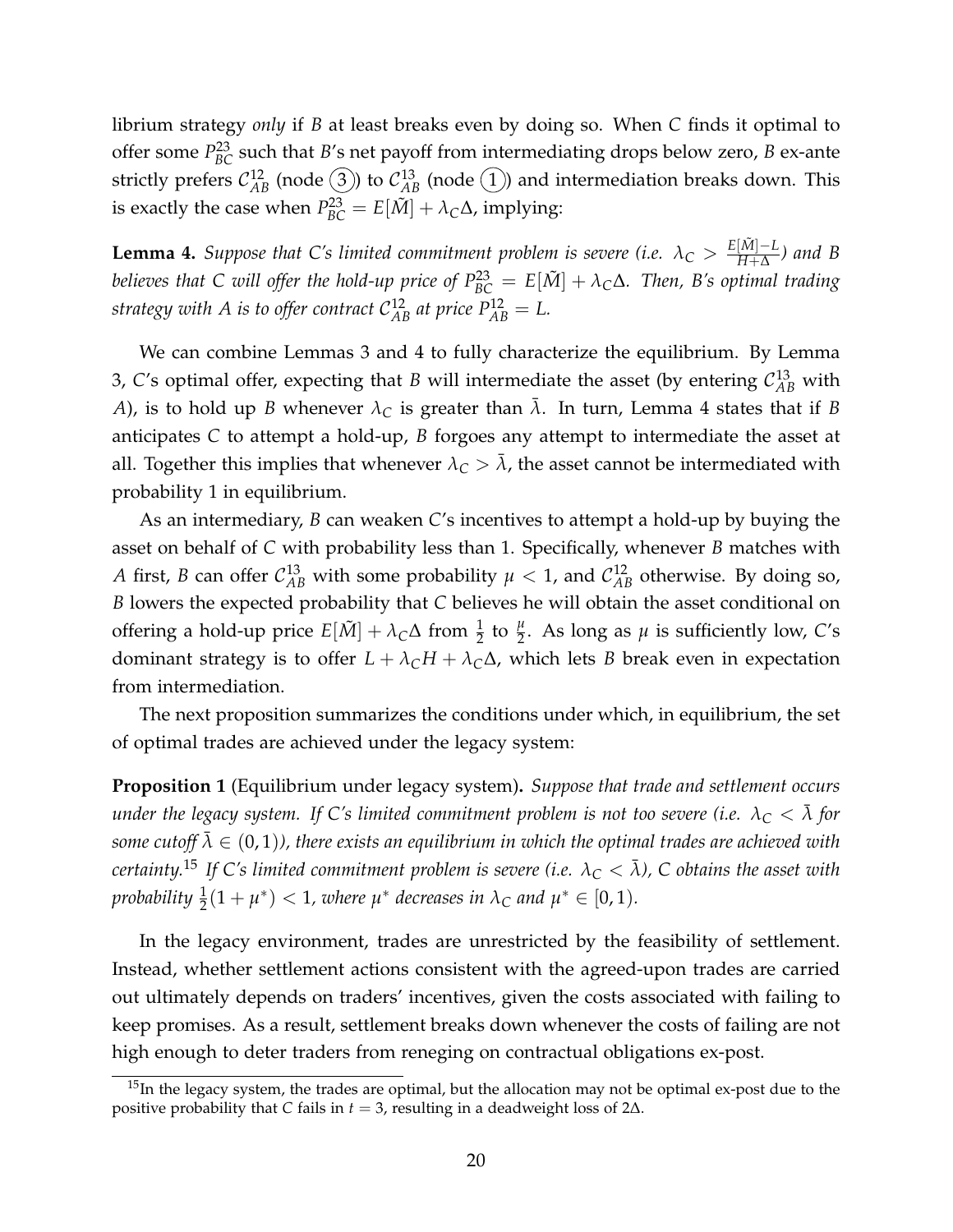librium strategy *only* if $B$ at least breaks even by doing so. When $C$ finds it optimal to offer some $P_{BC}^{23}$ such that $B$'s net payoff from intermediating drops below zero, $B$ ex-ante strictly prefers $\mathcal{C}_{AB}^{12}$ (node ③) to $\mathcal{C}_{AB}^{13}$ (node ①) and intermediation breaks down. This is exactly the case when $P_{BC}^{23} = E[\tilde{M}] + \lambda_C \Delta$, implying:

**Lemma 4.** *Suppose that $C$'s limited commitment problem is severe (i.e. $\lambda_C > \frac{E[\tilde{M}]-L}{H+\Delta}$) and $B$ believes that $C$ will offer the hold-up price of $P_{BC}^{23} = E[\tilde{M}] + \lambda_C \Delta$. Then, $B$'s optimal trading strategy with $A$ is to offer contract $\mathcal{C}_{AB}^{12}$ at price $P_{AB}^{12} = L$.*

We can combine Lemmas 3 and 4 to fully characterize the equilibrium. By Lemma 3, $C$'s optimal offer, expecting that $B$ will intermediate the asset (by entering $\mathcal{C}_{AB}^{13}$ with $A$), is to hold up $B$ whenever $\lambda_C$ is greater than $\bar{\lambda}$. In turn, Lemma 4 states that if $B$ anticipates $C$ to attempt a hold-up, $B$ forgoes any attempt to intermediate the asset at all. Together this implies that whenever $\lambda_C > \bar{\lambda}$, the asset cannot be intermediated with probability 1 in equilibrium.

As an intermediary, $B$ can weaken $C$'s incentives to attempt a hold-up by buying the asset on behalf of $C$ with probability less than 1. Specifically, whenever $B$ matches with $A$ first, $B$ can offer $\mathcal{C}_{AB}^{13}$ with some probability $\mu < 1$, and $\mathcal{C}_{AB}^{12}$ otherwise. By doing so, $B$ lowers the expected probability that $C$ believes he will obtain the asset conditional on offering a hold-up price $E[\tilde{M}] + \lambda_C \Delta$ from $\frac{1}{2}$ to $\frac{\mu}{2}$. As long as $\mu$ is sufficiently low, $C$'s dominant strategy is to offer $L + \lambda_C H + \lambda_C \Delta$, which lets $B$ break even in expectation from intermediation.

The next proposition summarizes the conditions under which, in equilibrium, the set of optimal trades are achieved under the legacy system:

**Proposition 1** (Equilibrium under legacy system)**.** *Suppose that trade and settlement occurs under the legacy system. If $C$'s limited commitment problem is not too severe (i.e. $\lambda_C < \bar{\lambda}$ for some cutoff $\bar{\lambda} \in (0,1)$), there exists an equilibrium in which the optimal trades are achieved with certainty.*[15] *If $C$'s limited commitment problem is severe (i.e. $\lambda_C < \bar{\lambda}$), $C$ obtains the asset with probability $\frac{1}{2}(1+\mu^*) < 1$, where $\mu^*$ decreases in $\lambda_C$ and $\mu^* \in [0,1)$.*

In the legacy environment, trades are unrestricted by the feasibility of settlement. Instead, whether settlement actions consistent with the agreed-upon trades are carried out ultimately depends on traders' incentives, given the costs associated with failing to keep promises. As a result, settlement breaks down whenever the costs of failing are not high enough to deter traders from reneging on contractual obligations ex-post.

[15] In the legacy system, the trades are optimal, but the allocation may not be optimal ex-post due to the positive probability that $C$ fails in $t = 3$, resulting in a deadweight loss of $2\Delta$.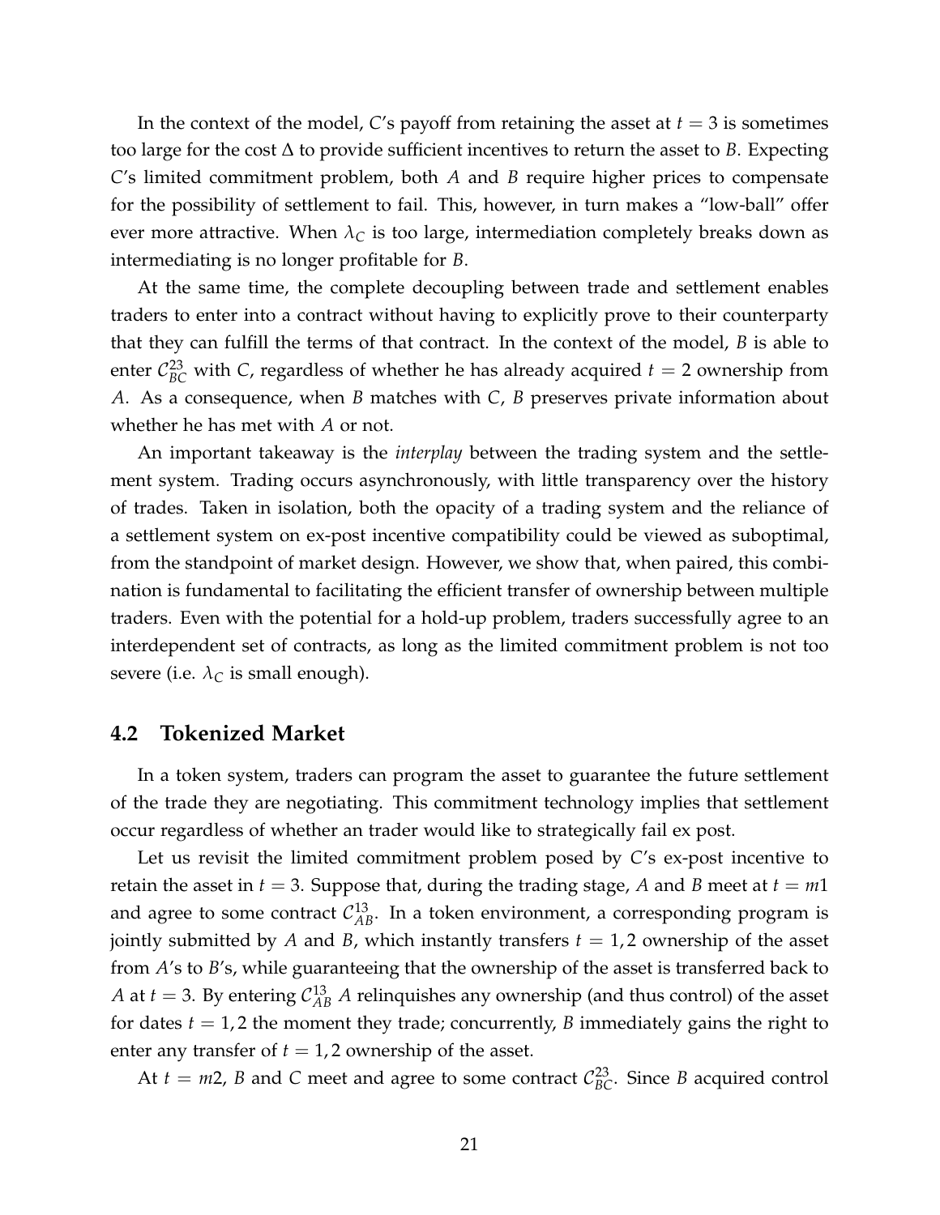In the context of the model, $C$'s payoff from retaining the asset at $t = 3$ is sometimes too large for the cost $\Delta$ to provide sufficient incentives to return the asset to $B$. Expecting $C$'s limited commitment problem, both $A$ and $B$ require higher prices to compensate for the possibility of settlement to fail. This, however, in turn makes a "low-ball" offer ever more attractive. When $\lambda_C$ is too large, intermediation completely breaks down as intermediating is no longer profitable for $B$.

At the same time, the complete decoupling between trade and settlement enables traders to enter into a contract without having to explicitly prove to their counterparty that they can fulfill the terms of that contract. In the context of the model, $B$ is able to enter $\mathcal{C}_{BC}^{23}$ with $C$, regardless of whether he has already acquired $t = 2$ ownership from $A$. As a consequence, when $B$ matches with $C$, $B$ preserves private information about whether he has met with $A$ or not.

An important takeaway is the *interplay* between the trading system and the settlement system. Trading occurs asynchronously, with little transparency over the history of trades. Taken in isolation, both the opacity of a trading system and the reliance of a settlement system on ex-post incentive compatibility could be viewed as suboptimal, from the standpoint of market design. However, we show that, when paired, this combination is fundamental to facilitating the efficient transfer of ownership between multiple traders. Even with the potential for a hold-up problem, traders successfully agree to an interdependent set of contracts, as long as the limited commitment problem is not too severe (i.e. $\lambda_C$ is small enough).

## 4.2 Tokenized Market

In a token system, traders can program the asset to guarantee the future settlement of the trade they are negotiating. This commitment technology implies that settlement occur regardless of whether an trader would like to strategically fail ex post.

Let us revisit the limited commitment problem posed by $C$'s ex-post incentive to retain the asset in $t = 3$. Suppose that, during the trading stage, $A$ and $B$ meet at $t = m1$ and agree to some contract $\mathcal{C}_{AB}^{13}$. In a token environment, a corresponding program is jointly submitted by $A$ and $B$, which instantly transfers $t = 1, 2$ ownership of the asset from $A$'s to $B$'s, while guaranteeing that the ownership of the asset is transferred back to $A$ at $t = 3$. By entering $\mathcal{C}_{AB}^{13}$ $A$ relinquishes any ownership (and thus control) of the asset for dates $t = 1, 2$ the moment they trade; concurrently, $B$ immediately gains the right to enter any transfer of $t = 1, 2$ ownership of the asset.

At $t = m2$, $B$ and $C$ meet and agree to some contract $\mathcal{C}_{BC}^{23}$. Since $B$ acquired control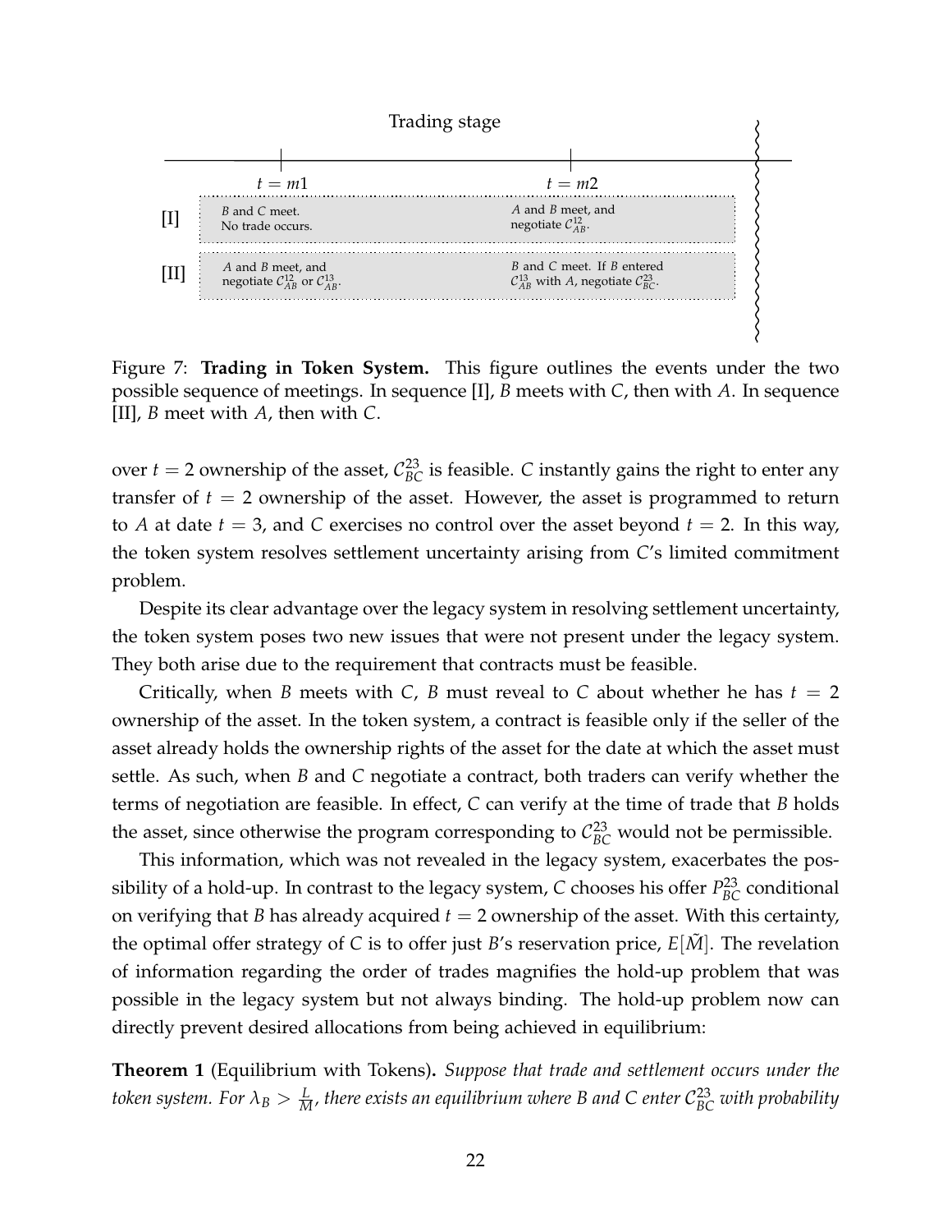Trading stage

| | $t = m1$ | $t = m2$ |
|---|---|---|
| [I] | $B$ and $C$ meet. No trade occurs. | $A$ and $B$ meet, and negotiate $\mathcal{C}_{AB}^{12}$. |
| [II] | $A$ and $B$ meet, and negotiate $\mathcal{C}_{AB}^{12}$ or $\mathcal{C}_{AB}^{13}$. | $B$ and $C$ meet. If $B$ entered $\mathcal{C}_{AB}^{13}$ with $A$, negotiate $\mathcal{C}_{BC}^{23}$. |

Figure 7: **Trading in Token System.** This figure outlines the events under the two possible sequence of meetings. In sequence [I], $B$ meets with $C$, then with $A$. In sequence [II], $B$ meet with $A$, then with $C$.

over $t = 2$ ownership of the asset, $\mathcal{C}_{BC}^{23}$ is feasible. $C$ instantly gains the right to enter any transfer of $t = 2$ ownership of the asset. However, the asset is programmed to return to $A$ at date $t = 3$, and $C$ exercises no control over the asset beyond $t = 2$. In this way, the token system resolves settlement uncertainty arising from $C$'s limited commitment problem.

Despite its clear advantage over the legacy system in resolving settlement uncertainty, the token system poses two new issues that were not present under the legacy system. They both arise due to the requirement that contracts must be feasible.

Critically, when $B$ meets with $C$, $B$ must reveal to $C$ about whether he has $t = 2$ ownership of the asset. In the token system, a contract is feasible only if the seller of the asset already holds the ownership rights of the asset for the date at which the asset must settle. As such, when $B$ and $C$ negotiate a contract, both traders can verify whether the terms of negotiation are feasible. In effect, $C$ can verify at the time of trade that $B$ holds the asset, since otherwise the program corresponding to $\mathcal{C}_{BC}^{23}$ would not be permissible.

This information, which was not revealed in the legacy system, exacerbates the possibility of a hold-up. In contrast to the legacy system, $C$ chooses his offer $P_{BC}^{23}$ conditional on verifying that $B$ has already acquired $t = 2$ ownership of the asset. With this certainty, the optimal offer strategy of $C$ is to offer just $B$'s reservation price, $E[\tilde{M}]$. The revelation of information regarding the order of trades magnifies the hold-up problem that was possible in the legacy system but not always binding. The hold-up problem now can directly prevent desired allocations from being achieved in equilibrium:

**Theorem 1** (Equilibrium with Tokens)**.** *Suppose that trade and settlement occurs under the token system. For $\lambda_B > \frac{L}{M}$, there exists an equilibrium where B and C enter $\mathcal{C}_{BC}^{23}$ with probability*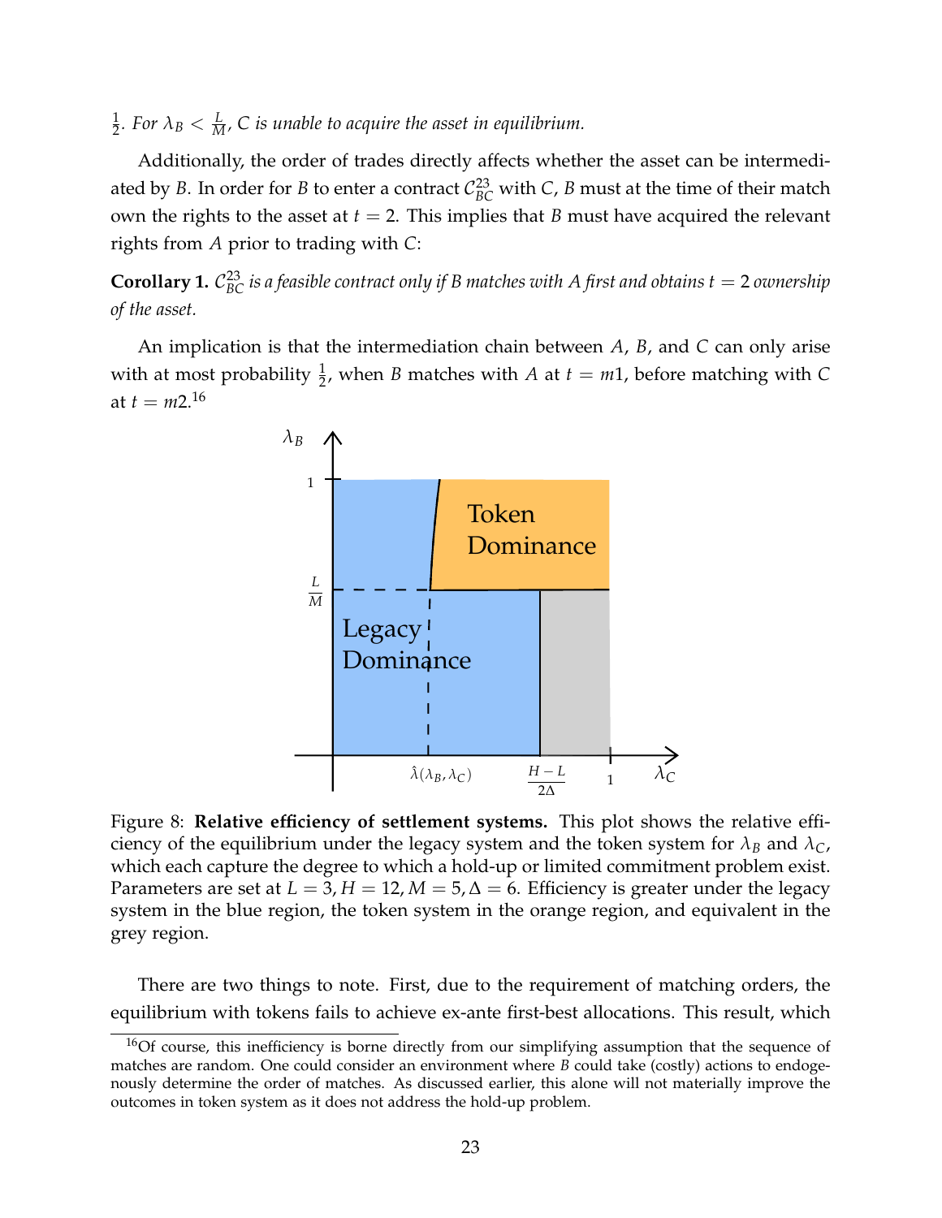$\frac{1}{2}$. *For $\lambda_B < \frac{L}{M}$, C is unable to acquire the asset in equilibrium.*

Additionally, the order of trades directly affects whether the asset can be intermediated by $B$. In order for $B$ to enter a contract $\mathcal{C}_{BC}^{23}$ with $C$, $B$ must at the time of their match own the rights to the asset at $t = 2$. This implies that $B$ must have acquired the relevant rights from $A$ prior to trading with $C$:

**Corollary 1.** *$\mathcal{C}_{BC}^{23}$ is a feasible contract only if B matches with A first and obtains $t = 2$ ownership of the asset.*

An implication is that the intermediation chain between $A$, $B$, and $C$ can only arise with at most probability $\frac{1}{2}$, when $B$ matches with $A$ at $t = m1$, before matching with $C$ at $t = m2$.[16]

Figure 8: **Relative efficiency of settlement systems.** This plot shows the relative efficiency of the equilibrium under the legacy system and the token system for $\lambda_B$ and $\lambda_C$, which each capture the degree to which a hold-up or limited commitment problem exist. Parameters are set at $L = 3, H = 12, M = 5, \Delta = 6$. Efficiency is greater under the legacy system in the blue region, the token system in the orange region, and equivalent in the grey region.

There are two things to note. First, due to the requirement of matching orders, the equilibrium with tokens fails to achieve ex-ante first-best allocations. This result, which

[16] Of course, this inefficiency is borne directly from our simplifying assumption that the sequence of matches are random. One could consider an environment where $B$ could take (costly) actions to endogenously determine the order of matches. As discussed earlier, this alone will not materially improve the outcomes in token system as it does not address the hold-up problem.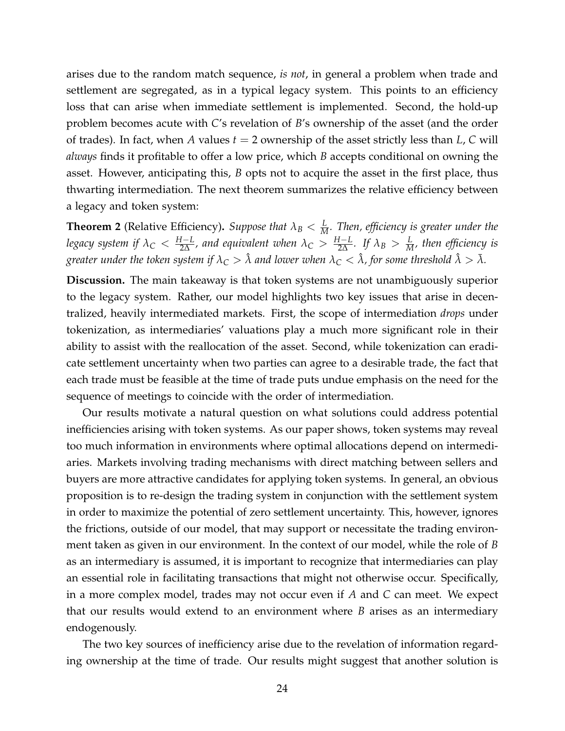arises due to the random match sequence, *is not*, in general a problem when trade and settlement are segregated, as in a typical legacy system. This points to an efficiency loss that can arise when immediate settlement is implemented. Second, the hold-up problem becomes acute with $C$'s revelation of $B$'s ownership of the asset (and the order of trades). In fact, when $A$ values $t = 2$ ownership of the asset strictly less than $L$, $C$ will *always* finds it profitable to offer a low price, which $B$ accepts conditional on owning the asset. However, anticipating this, $B$ opts not to acquire the asset in the first place, thus thwarting intermediation. The next theorem summarizes the relative efficiency between a legacy and token system:

**Theorem 2** (Relative Efficiency). *Suppose that $\lambda_B < \frac{L}{M}$. Then, efficiency is greater under the legacy system if $\lambda_C < \frac{H-L}{2\Delta}$, and equivalent when $\lambda_C > \frac{H-L}{2\Delta}$. If $\lambda_B > \frac{L}{M}$, then efficiency is greater under the token system if $\lambda_C > \hat{\lambda}$ and lower when $\lambda_C < \hat{\lambda}$, for some threshold $\hat{\lambda} > \bar{\lambda}$.*

**Discussion.** The main takeaway is that token systems are not unambiguously superior to the legacy system. Rather, our model highlights two key issues that arise in decentralized, heavily intermediated markets. First, the scope of intermediation *drops* under tokenization, as intermediaries' valuations play a much more significant role in their ability to assist with the reallocation of the asset. Second, while tokenization can eradicate settlement uncertainty when two parties can agree to a desirable trade, the fact that each trade must be feasible at the time of trade puts undue emphasis on the need for the sequence of meetings to coincide with the order of intermediation.

Our results motivate a natural question on what solutions could address potential inefficiencies arising with token systems. As our paper shows, token systems may reveal too much information in environments where optimal allocations depend on intermediaries. Markets involving trading mechanisms with direct matching between sellers and buyers are more attractive candidates for applying token systems. In general, an obvious proposition is to re-design the trading system in conjunction with the settlement system in order to maximize the potential of zero settlement uncertainty. This, however, ignores the frictions, outside of our model, that may support or necessitate the trading environment taken as given in our environment. In the context of our model, while the role of $B$ as an intermediary is assumed, it is important to recognize that intermediaries can play an essential role in facilitating transactions that might not otherwise occur. Specifically, in a more complex model, trades may not occur even if $A$ and $C$ can meet. We expect that our results would extend to an environment where $B$ arises as an intermediary endogenously.

The two key sources of inefficiency arise due to the revelation of information regarding ownership at the time of trade. Our results might suggest that another solution is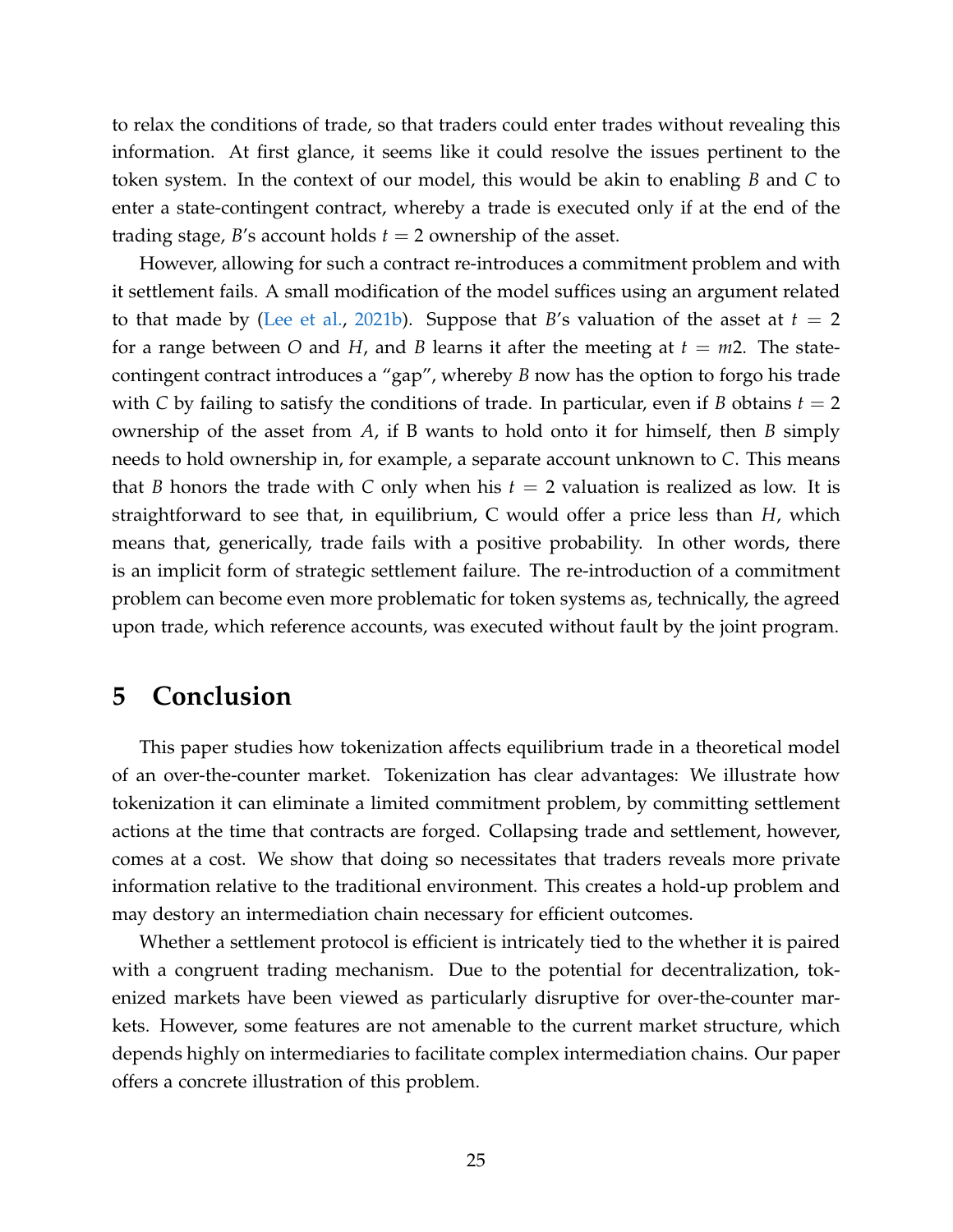to relax the conditions of trade, so that traders could enter trades without revealing this information. At first glance, it seems like it could resolve the issues pertinent to the token system. In the context of our model, this would be akin to enabling $B$ and $C$ to enter a state-contingent contract, whereby a trade is executed only if at the end of the trading stage, $B$'s account holds $t = 2$ ownership of the asset.

However, allowing for such a contract re-introduces a commitment problem and with it settlement fails. A small modification of the model suffices using an argument related to that made by (Lee et al., 2021b). Suppose that $B$'s valuation of the asset at $t = 2$ for a range between $O$ and $H$, and $B$ learns it after the meeting at $t = m2$. The state-contingent contract introduces a "gap", whereby $B$ now has the option to forgo his trade with $C$ by failing to satisfy the conditions of trade. In particular, even if $B$ obtains $t = 2$ ownership of the asset from $A$, if B wants to hold onto it for himself, then $B$ simply needs to hold ownership in, for example, a separate account unknown to $C$. This means that $B$ honors the trade with $C$ only when his $t = 2$ valuation is realized as low. It is straightforward to see that, in equilibrium, C would offer a price less than $H$, which means that, generically, trade fails with a positive probability. In other words, there is an implicit form of strategic settlement failure. The re-introduction of a commitment problem can become even more problematic for token systems as, technically, the agreed upon trade, which reference accounts, was executed without fault by the joint program.

# 5 Conclusion

This paper studies how tokenization affects equilibrium trade in a theoretical model of an over-the-counter market. Tokenization has clear advantages: We illustrate how tokenization it can eliminate a limited commitment problem, by committing settlement actions at the time that contracts are forged. Collapsing trade and settlement, however, comes at a cost. We show that doing so necessitates that traders reveals more private information relative to the traditional environment. This creates a hold-up problem and may destory an intermediation chain necessary for efficient outcomes.

Whether a settlement protocol is efficient is intricately tied to the whether it is paired with a congruent trading mechanism. Due to the potential for decentralization, tokenized markets have been viewed as particularly disruptive for over-the-counter markets. However, some features are not amenable to the current market structure, which depends highly on intermediaries to facilitate complex intermediation chains. Our paper offers a concrete illustration of this problem.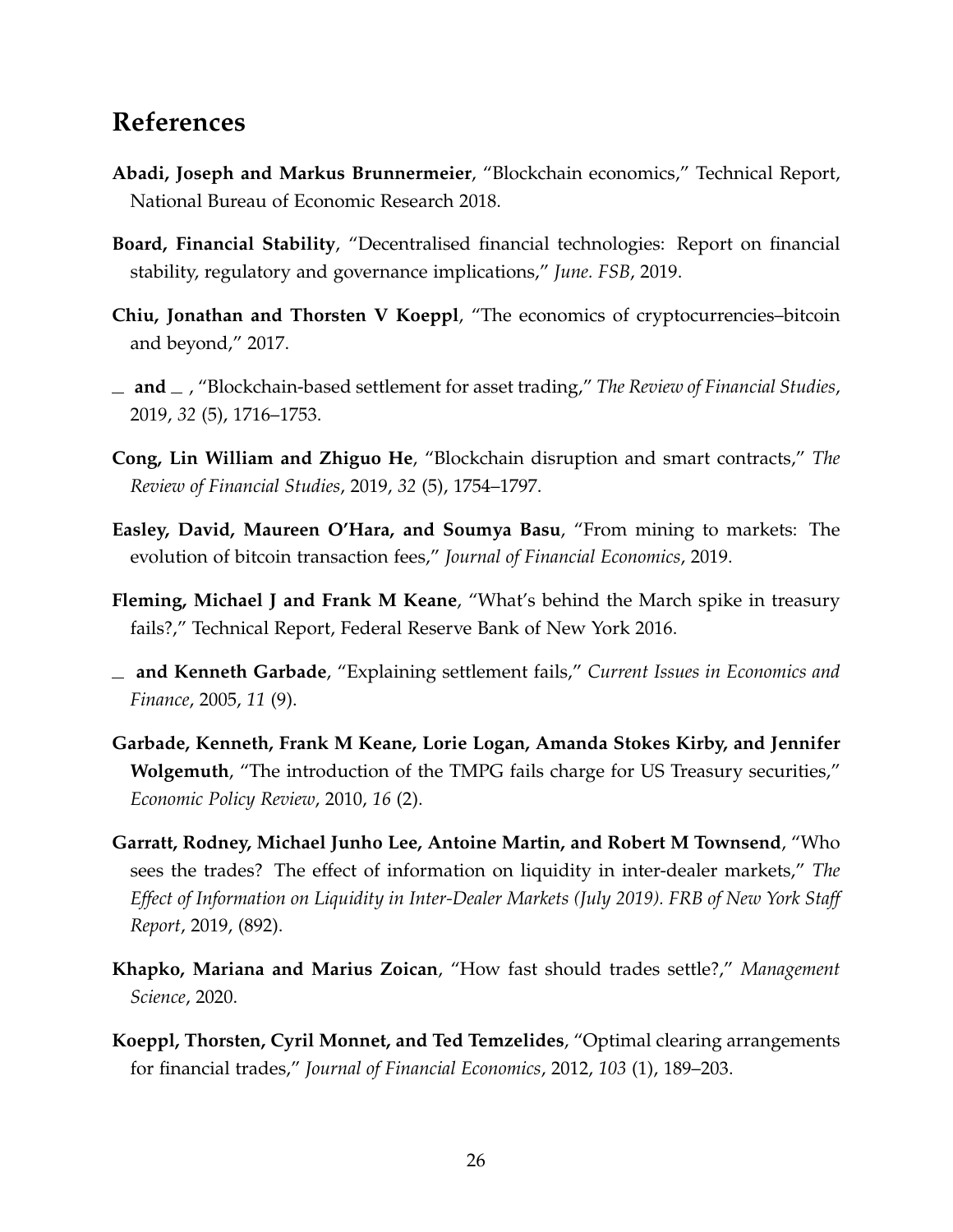# References

**Abadi, Joseph and Markus Brunnermeier**, "Blockchain economics," Technical Report, National Bureau of Economic Research 2018.

**Board, Financial Stability**, "Decentralised financial technologies: Report on financial stability, regulatory and governance implications," *June. FSB*, 2019.

**Chiu, Jonathan and Thorsten V Koeppl**, "The economics of cryptocurrencies–bitcoin and beyond," 2017.

**\_ and \_** , "Blockchain-based settlement for asset trading," *The Review of Financial Studies*, 2019, *32* (5), 1716–1753.

**Cong, Lin William and Zhiguo He**, "Blockchain disruption and smart contracts," *The Review of Financial Studies*, 2019, *32* (5), 1754–1797.

**Easley, David, Maureen O'Hara, and Soumya Basu**, "From mining to markets: The evolution of bitcoin transaction fees," *Journal of Financial Economics*, 2019.

**Fleming, Michael J and Frank M Keane**, "What's behind the March spike in treasury fails?," Technical Report, Federal Reserve Bank of New York 2016.

**\_ and Kenneth Garbade**, "Explaining settlement fails," *Current Issues in Economics and Finance*, 2005, *11* (9).

**Garbade, Kenneth, Frank M Keane, Lorie Logan, Amanda Stokes Kirby, and Jennifer Wolgemuth**, "The introduction of the TMPG fails charge for US Treasury securities," *Economic Policy Review*, 2010, *16* (2).

**Garratt, Rodney, Michael Junho Lee, Antoine Martin, and Robert M Townsend**, "Who sees the trades? The effect of information on liquidity in inter-dealer markets," *The Effect of Information on Liquidity in Inter-Dealer Markets (July 2019). FRB of New York Staff Report*, 2019, (892).

**Khapko, Mariana and Marius Zoican**, "How fast should trades settle?," *Management Science*, 2020.

**Koeppl, Thorsten, Cyril Monnet, and Ted Temzelides**, "Optimal clearing arrangements for financial trades," *Journal of Financial Economics*, 2012, *103* (1), 189–203.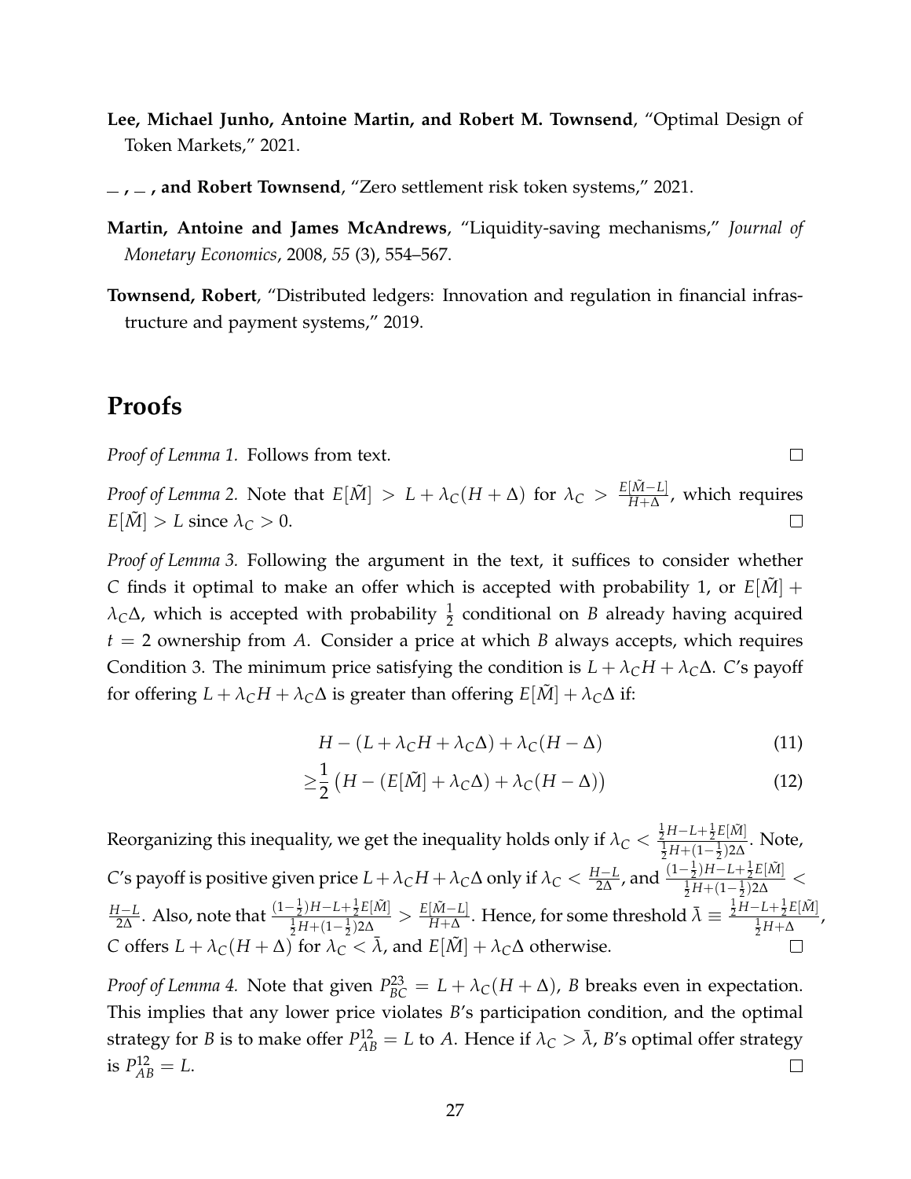**Lee, Michael Junho, Antoine Martin, and Robert M. Townsend**, "Optimal Design of Token Markets," 2021.

**\_ , \_ , and Robert Townsend**, "Zero settlement risk token systems," 2021.

**Martin, Antoine and James McAndrews**, "Liquidity-saving mechanisms," *Journal of Monetary Economics*, 2008, *55* (3), 554–567.

**Townsend, Robert**, "Distributed ledgers: Innovation and regulation in financial infrastructure and payment systems," 2019.

# Proofs

*Proof of Lemma 1.* Follows from text. □

*Proof of Lemma 2.* Note that $E[\tilde{M}] > L + \lambda_C(H + \Delta)$ for $\lambda_C > \frac{E[\tilde{M} - L]}{H + \Delta}$, which requires $E[\tilde{M}] > L$ since $\lambda_C > 0$. □

*Proof of Lemma 3.* Following the argument in the text, it suffices to consider whether $C$ finds it optimal to make an offer which is accepted with probability 1, or $E[\tilde{M}] + \lambda_C\Delta$, which is accepted with probability $\frac{1}{2}$ conditional on $B$ already having acquired $t = 2$ ownership from $A$. Consider a price at which $B$ always accepts, which requires Condition 3. The minimum price satisfying the condition is $L + \lambda_C H + \lambda_C \Delta$. $C$'s payoff for offering $L + \lambda_C H + \lambda_C \Delta$ is greater than offering $E[\tilde{M}] + \lambda_C \Delta$ if:

$$H - (L + \lambda_C H + \lambda_C \Delta) + \lambda_C(H - \Delta) \tag{11}$$

$$\geq \frac{1}{2}\left(H - (E[\tilde{M}] + \lambda_C \Delta) + \lambda_C(H - \Delta)\right) \tag{12}$$

Reorganizing this inequality, we get the inequality holds only if $\lambda_C < \frac{\frac{1}{2}H - L + \frac{1}{2}E[\tilde{M}]}{\frac{1}{2}H + (1-\frac{1}{2})2\Delta}$. Note, $C$'s payoff is positive given price $L + \lambda_C H + \lambda_C \Delta$ only if $\lambda_C < \frac{H-L}{2\Delta}$, and $\frac{(1-\frac{1}{2})H - L + \frac{1}{2}E[\tilde{M}]}{\frac{1}{2}H + (1-\frac{1}{2})2\Delta} < \frac{H-L}{2\Delta}$. Also, note that $\frac{(1-\frac{1}{2})H - L + \frac{1}{2}E[\tilde{M}]}{\frac{1}{2}H + (1-\frac{1}{2})2\Delta} > \frac{E[\tilde{M} - L]}{H + \Delta}$. Hence, for some threshold $\bar{\lambda} \equiv \frac{\frac{1}{2}H - L + \frac{1}{2}E[\tilde{M}]}{\frac{1}{2}H + \Delta}$, $C$ offers $L + \lambda_C(H + \Delta)$ for $\lambda_C < \bar{\lambda}$, and $E[\tilde{M}] + \lambda_C \Delta$ otherwise. □

*Proof of Lemma 4.* Note that given $P_{BC}^{23} = L + \lambda_C(H + \Delta)$, $B$ breaks even in expectation. This implies that any lower price violates $B$'s participation condition, and the optimal strategy for $B$ is to make offer $P_{AB}^{12} = L$ to $A$. Hence if $\lambda_C > \bar{\lambda}$, $B$'s optimal offer strategy is $P_{AB}^{12} = L$. □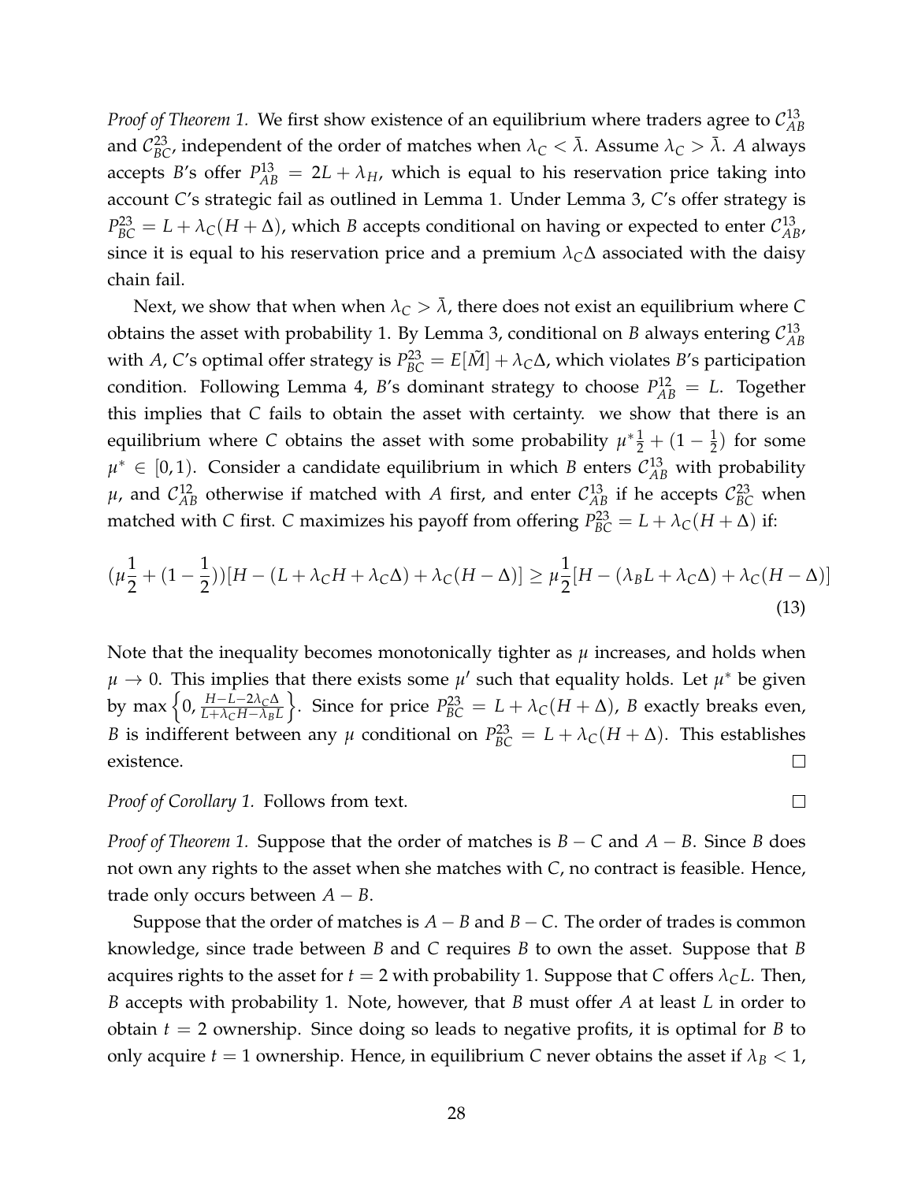*Proof of Theorem 1.* We first show existence of an equilibrium where traders agree to $\mathcal{C}^{13}_{AB}$ and $\mathcal{C}^{23}_{BC}$, independent of the order of matches when $\lambda_C < \bar{\lambda}$. Assume $\lambda_C > \bar{\lambda}$. $A$ always accepts $B$'s offer $P^{13}_{AB} = 2L + \lambda_H$, which is equal to his reservation price taking into account $C$'s strategic fail as outlined in Lemma 1. Under Lemma 3, $C$'s offer strategy is $P^{23}_{BC} = L + \lambda_C(H + \Delta)$, which $B$ accepts conditional on having or expected to enter $\mathcal{C}^{13}_{AB}$, since it is equal to his reservation price and a premium $\lambda_C \Delta$ associated with the daisy chain fail.

Next, we show that when when $\lambda_C > \bar{\lambda}$, there does not exist an equilibrium where $C$ obtains the asset with probability 1. By Lemma 3, conditional on $B$ always entering $\mathcal{C}^{13}_{AB}$ with $A$, $C$'s optimal offer strategy is $P^{23}_{BC} = E[\tilde{M}] + \lambda_C \Delta$, which violates $B$'s participation condition. Following Lemma 4, $B$'s dominant strategy to choose $P^{12}_{AB} = L$. Together this implies that $C$ fails to obtain the asset with certainty. we show that there is an equilibrium where $C$ obtains the asset with some probability $\mu^* \frac{1}{2} + (1 - \frac{1}{2})$ for some $\mu^* \in [0, 1)$. Consider a candidate equilibrium in which $B$ enters $\mathcal{C}^{13}_{AB}$ with probability $\mu$, and $\mathcal{C}^{12}_{AB}$ otherwise if matched with $A$ first, and enter $\mathcal{C}^{13}_{AB}$ if he accepts $\mathcal{C}^{23}_{BC}$ when matched with $C$ first. $C$ maximizes his payoff from offering $P^{23}_{BC} = L + \lambda_C(H + \Delta)$ if:

$$(\mu\frac{1}{2} + (1 - \frac{1}{2}))[H - (L + \lambda_C H + \lambda_C \Delta) + \lambda_C(H - \Delta)] \geq \mu\frac{1}{2}[H - (\lambda_B L + \lambda_C \Delta) + \lambda_C(H - \Delta)] \tag{13}$$

Note that the inequality becomes monotonically tighter as $\mu$ increases, and holds when $\mu \to 0$. This implies that there exists some $\mu'$ such that equality holds. Let $\mu^*$ be given by $\max\left\{0, \frac{H - L - 2\lambda_C \Delta}{L + \lambda_C H - \lambda_B L}\right\}$. Since for price $P^{23}_{BC} = L + \lambda_C(H + \Delta)$, $B$ exactly breaks even, $B$ is indifferent between any $\mu$ conditional on $P^{23}_{BC} = L + \lambda_C(H + \Delta)$. This establishes existence. □

*Proof of Corollary 1.* Follows from text. □

*Proof of Theorem 1.* Suppose that the order of matches is $B - C$ and $A - B$. Since $B$ does not own any rights to the asset when she matches with $C$, no contract is feasible. Hence, trade only occurs between $A - B$.

Suppose that the order of matches is $A - B$ and $B - C$. The order of trades is common knowledge, since trade between $B$ and $C$ requires $B$ to own the asset. Suppose that $B$ acquires rights to the asset for $t = 2$ with probability 1. Suppose that $C$ offers $\lambda_C L$. Then, $B$ accepts with probability 1. Note, however, that $B$ must offer $A$ at least $L$ in order to obtain $t = 2$ ownership. Since doing so leads to negative profits, it is optimal for $B$ to only acquire $t = 1$ ownership. Hence, in equilibrium $C$ never obtains the asset if $\lambda_B < 1$,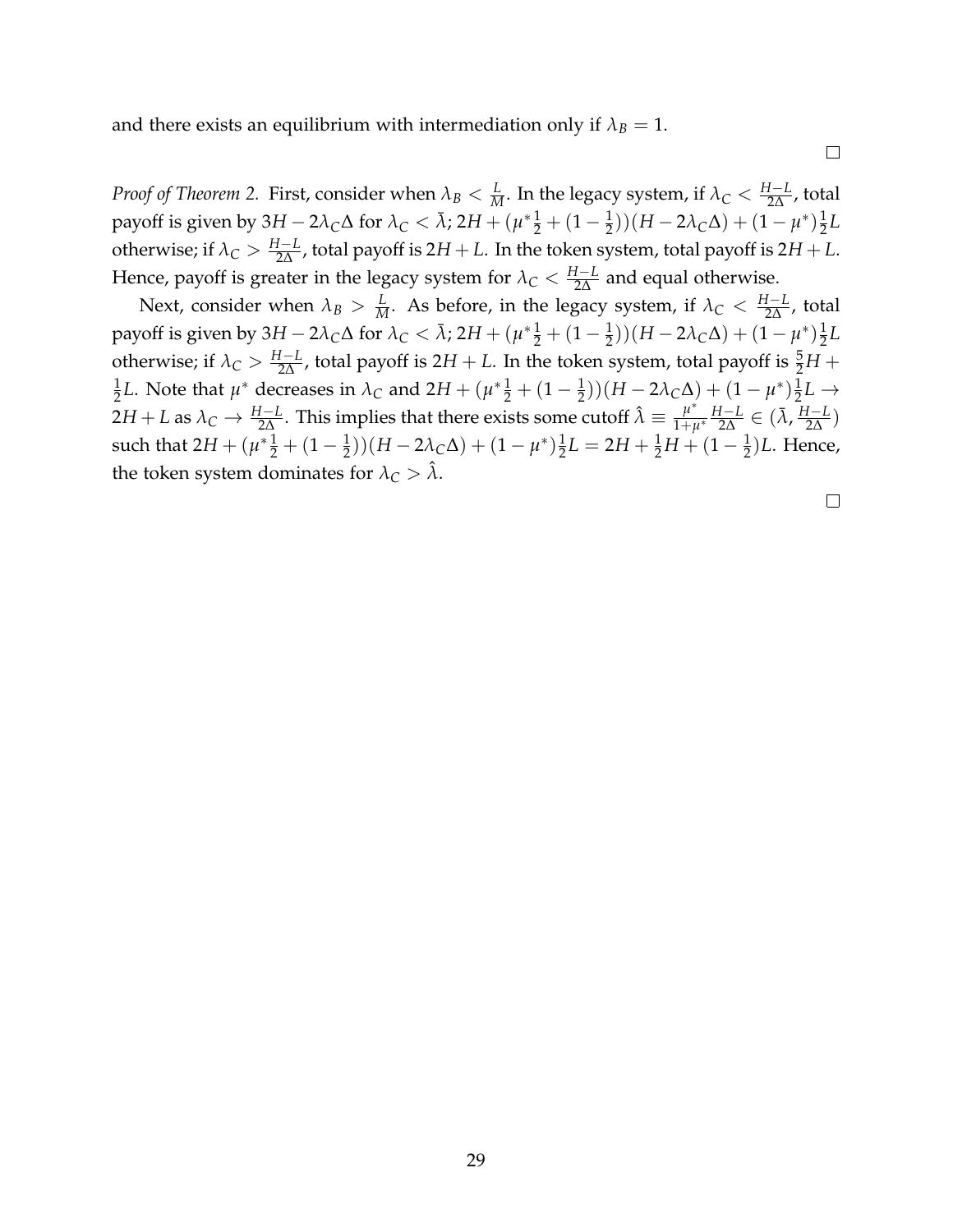and there exists an equilibrium with intermediation only if $\lambda_B = 1$.

□

*Proof of Theorem 2.* First, consider when $\lambda_B < \frac{L}{M}$. In the legacy system, if $\lambda_C < \frac{H-L}{2\Delta}$, total payoff is given by $3H - 2\lambda_C \Delta$ for $\lambda_C < \bar{\lambda}$; $2H + (\mu^* \frac{1}{2} + (1 - \frac{1}{2}))(H - 2\lambda_C \Delta) + (1 - \mu^*)\frac{1}{2}L$ otherwise; if $\lambda_C > \frac{H-L}{2\Delta}$, total payoff is $2H + L$. In the token system, total payoff is $2H + L$. Hence, payoff is greater in the legacy system for $\lambda_C < \frac{H-L}{2\Delta}$ and equal otherwise.

Next, consider when $\lambda_B > \frac{L}{M}$. As before, in the legacy system, if $\lambda_C < \frac{H-L}{2\Delta}$, total payoff is given by $3H - 2\lambda_C \Delta$ for $\lambda_C < \bar{\lambda}$; $2H + (\mu^* \frac{1}{2} + (1 - \frac{1}{2}))(H - 2\lambda_C \Delta) + (1 - \mu^*)\frac{1}{2}L$ otherwise; if $\lambda_C > \frac{H-L}{2\Delta}$, total payoff is $2H + L$. In the token system, total payoff is $\frac{5}{2}H + \frac{1}{2}L$. Note that $\mu^*$ decreases in $\lambda_C$ and $2H + (\mu^* \frac{1}{2} + (1 - \frac{1}{2}))(H - 2\lambda_C \Delta) + (1 - \mu^*)\frac{1}{2}L \to 2H + L$ as $\lambda_C \to \frac{H-L}{2\Delta}$. This implies that there exists some cutoff $\hat{\lambda} \equiv \frac{\mu^*}{1+\mu^*}\frac{H-L}{2\Delta} \in (\bar{\lambda}, \frac{H-L}{2\Delta})$ such that $2H + (\mu^* \frac{1}{2} + (1 - \frac{1}{2}))(H - 2\lambda_C \Delta) + (1 - \mu^*)\frac{1}{2}L = 2H + \frac{1}{2}H + (1 - \frac{1}{2})L$. Hence, the token system dominates for $\lambda_C > \hat{\lambda}$.

□